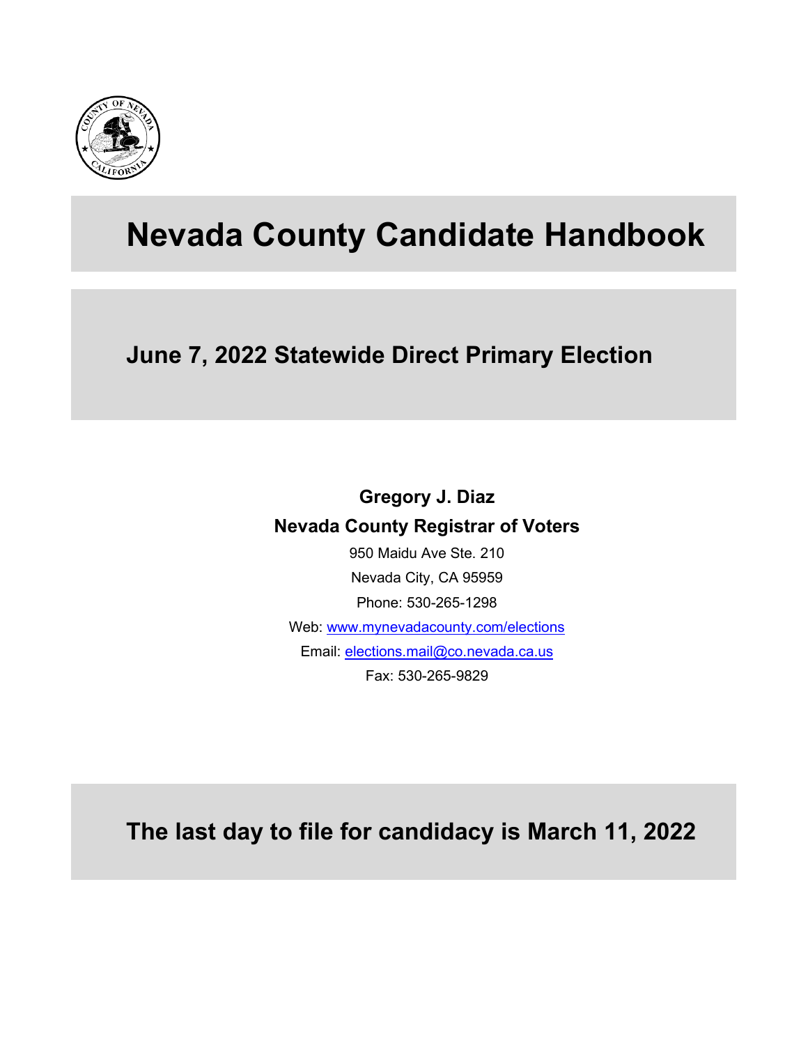# Nevada County Candidate Handbook

## June 7, 2022 Statewide Direct Primary Election

**Gregory J. Diaz**

**Nevada County Registrar of Voters**

950 Maidu Ave Ste. 210

Nevada City, CA 95959

Phone: 530-265-1298

Web: www.mynevadacounty.com/elections

Email: elections.mail@co.nevada.ca.us

Fax: 530-265-9829

## The last day to file for candidacy is March 11, 2022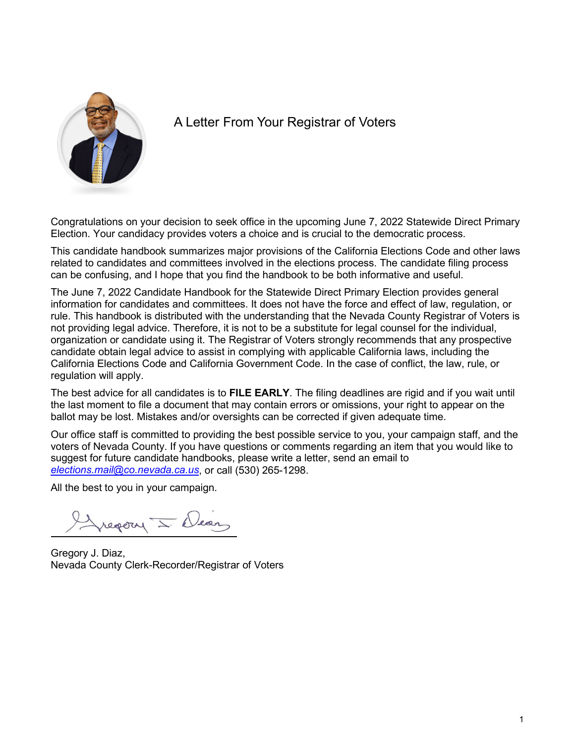# A Letter From Your Registrar of Voters

Congratulations on your decision to seek office in the upcoming June 7, 2022 Statewide Direct Primary Election. Your candidacy provides voters a choice and is crucial to the democratic process.

This candidate handbook summarizes major provisions of the California Elections Code and other laws related to candidates and committees involved in the elections process. The candidate filing process can be confusing, and I hope that you find the handbook to be both informative and useful.

The June 7, 2022 Candidate Handbook for the Statewide Direct Primary Election provides general information for candidates and committees. It does not have the force and effect of law, regulation, or rule. This handbook is distributed with the understanding that the Nevada County Registrar of Voters is not providing legal advice. Therefore, it is not to be a substitute for legal counsel for the individual, organization or candidate using it. The Registrar of Voters strongly recommends that any prospective candidate obtain legal advice to assist in complying with applicable California laws, including the California Elections Code and California Government Code. In the case of conflict, the law, rule, or regulation will apply.

The best advice for all candidates is to **FILE EARLY**. The filing deadlines are rigid and if you wait until the last moment to file a document that may contain errors or omissions, your right to appear on the ballot may be lost. Mistakes and/or oversights can be corrected if given adequate time.

Our office staff is committed to providing the best possible service to you, your campaign staff, and the voters of Nevada County. If you have questions or comments regarding an item that you would like to suggest for future candidate handbooks, please write a letter, send an email to *elections.mail@co.nevada.ca.us*, or call (530) 265-1298.

All the best to you in your campaign.

Gregory J. Diaz,
Nevada County Clerk-Recorder/Registrar of Voters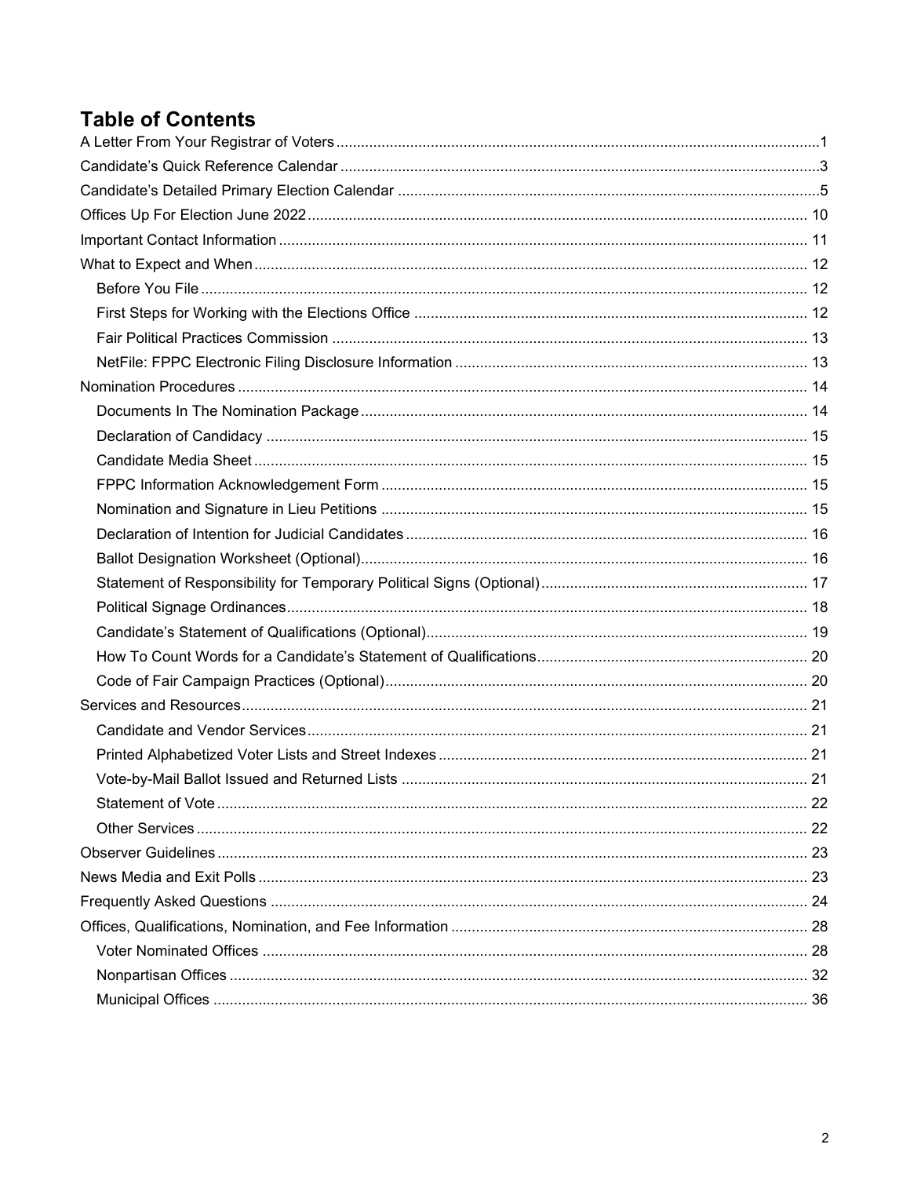# Table of Contents

- A Letter From Your Registrar of Voters ........ 1
- Candidate's Quick Reference Calendar ........ 3
- Candidate's Detailed Primary Election Calendar ........ 5
- Offices Up For Election June 2022 ........ 10
- Important Contact Information ........ 11
- What to Expect and When ........ 12
  - Before You File ........ 12
  - First Steps for Working with the Elections Office ........ 12
  - Fair Political Practices Commission ........ 13
  - NetFile: FPPC Electronic Filing Disclosure Information ........ 13
- Nomination Procedures ........ 14
  - Documents In The Nomination Package ........ 14
  - Declaration of Candidacy ........ 15
  - Candidate Media Sheet ........ 15
  - FPPC Information Acknowledgement Form ........ 15
  - Nomination and Signature in Lieu Petitions ........ 15
  - Declaration of Intention for Judicial Candidates ........ 16
  - Ballot Designation Worksheet (Optional) ........ 16
  - Statement of Responsibility for Temporary Political Signs (Optional) ........ 17
  - Political Signage Ordinances ........ 18
  - Candidate's Statement of Qualifications (Optional) ........ 19
  - How To Count Words for a Candidate's Statement of Qualifications ........ 20
  - Code of Fair Campaign Practices (Optional) ........ 20
- Services and Resources ........ 21
  - Candidate and Vendor Services ........ 21
  - Printed Alphabetized Voter Lists and Street Indexes ........ 21
  - Vote-by-Mail Ballot Issued and Returned Lists ........ 21
  - Statement of Vote ........ 22
  - Other Services ........ 22
- Observer Guidelines ........ 23
- News Media and Exit Polls ........ 23
- Frequently Asked Questions ........ 24
- Offices, Qualifications, Nomination, and Fee Information ........ 28
  - Voter Nominated Offices ........ 28
  - Nonpartisan Offices ........ 32
  - Municipal Offices ........ 36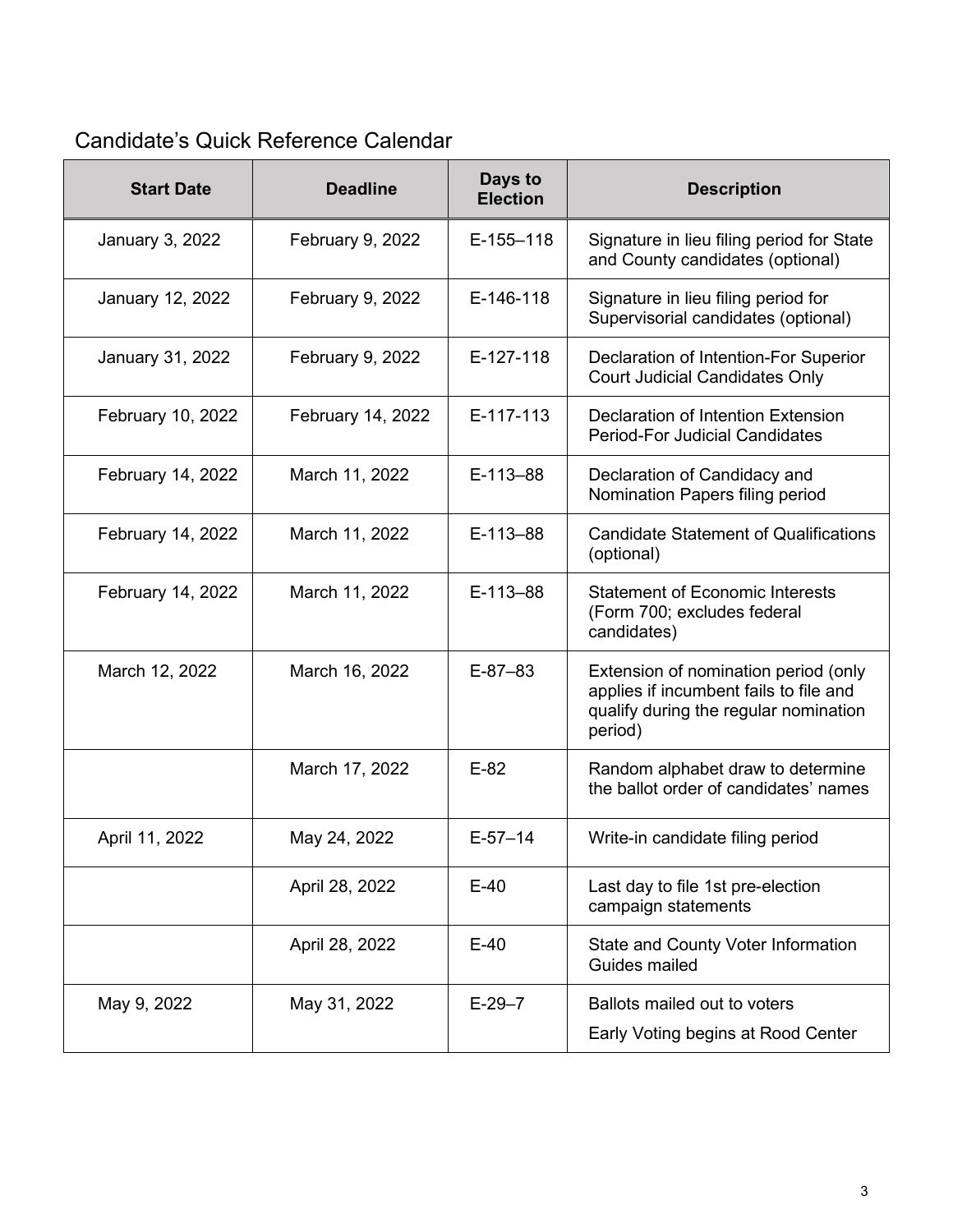## Candidate's Quick Reference Calendar

| Start Date | Deadline | Days to Election | Description |
|---|---|---|---|
| January 3, 2022 | February 9, 2022 | E-155–118 | Signature in lieu filing period for State and County candidates (optional) |
| January 12, 2022 | February 9, 2022 | E-146-118 | Signature in lieu filing period for Supervisorial candidates (optional) |
| January 31, 2022 | February 9, 2022 | E-127-118 | Declaration of Intention-For Superior Court Judicial Candidates Only |
| February 10, 2022 | February 14, 2022 | E-117-113 | Declaration of Intention Extension Period-For Judicial Candidates |
| February 14, 2022 | March 11, 2022 | E-113–88 | Declaration of Candidacy and Nomination Papers filing period |
| February 14, 2022 | March 11, 2022 | E-113–88 | Candidate Statement of Qualifications (optional) |
| February 14, 2022 | March 11, 2022 | E-113–88 | Statement of Economic Interests (Form 700; excludes federal candidates) |
| March 12, 2022 | March 16, 2022 | E-87–83 | Extension of nomination period (only applies if incumbent fails to file and qualify during the regular nomination period) |
| | March 17, 2022 | E-82 | Random alphabet draw to determine the ballot order of candidates' names |
| April 11, 2022 | May 24, 2022 | E-57–14 | Write-in candidate filing period |
| | April 28, 2022 | E-40 | Last day to file 1st pre-election campaign statements |
| | April 28, 2022 | E-40 | State and County Voter Information Guides mailed |
| May 9, 2022 | May 31, 2022 | E-29–7 | Ballots mailed out to voters<br>Early Voting begins at Rood Center |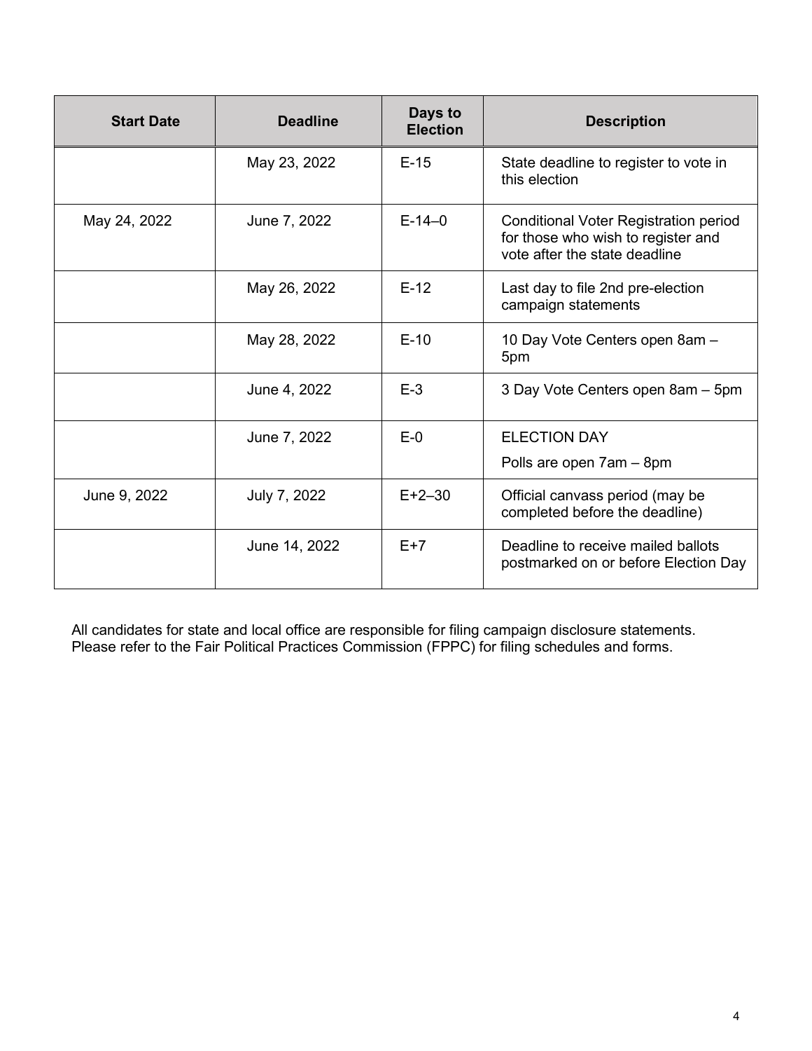| Start Date | Deadline | Days to Election | Description |
| --- | --- | --- | --- |
| | May 23, 2022 | E-15 | State deadline to register to vote in this election |
| May 24, 2022 | June 7, 2022 | E-14–0 | Conditional Voter Registration period for those who wish to register and vote after the state deadline |
| | May 26, 2022 | E-12 | Last day to file 2nd pre-election campaign statements |
| | May 28, 2022 | E-10 | 10 Day Vote Centers open 8am – 5pm |
| | June 4, 2022 | E-3 | 3 Day Vote Centers open 8am – 5pm |
| | June 7, 2022 | E-0 | ELECTION DAY<br>Polls are open 7am – 8pm |
| June 9, 2022 | July 7, 2022 | E+2–30 | Official canvass period (may be completed before the deadline) |
| | June 14, 2022 | E+7 | Deadline to receive mailed ballots postmarked on or before Election Day |

All candidates for state and local office are responsible for filing campaign disclosure statements. Please refer to the Fair Political Practices Commission (FPPC) for filing schedules and forms.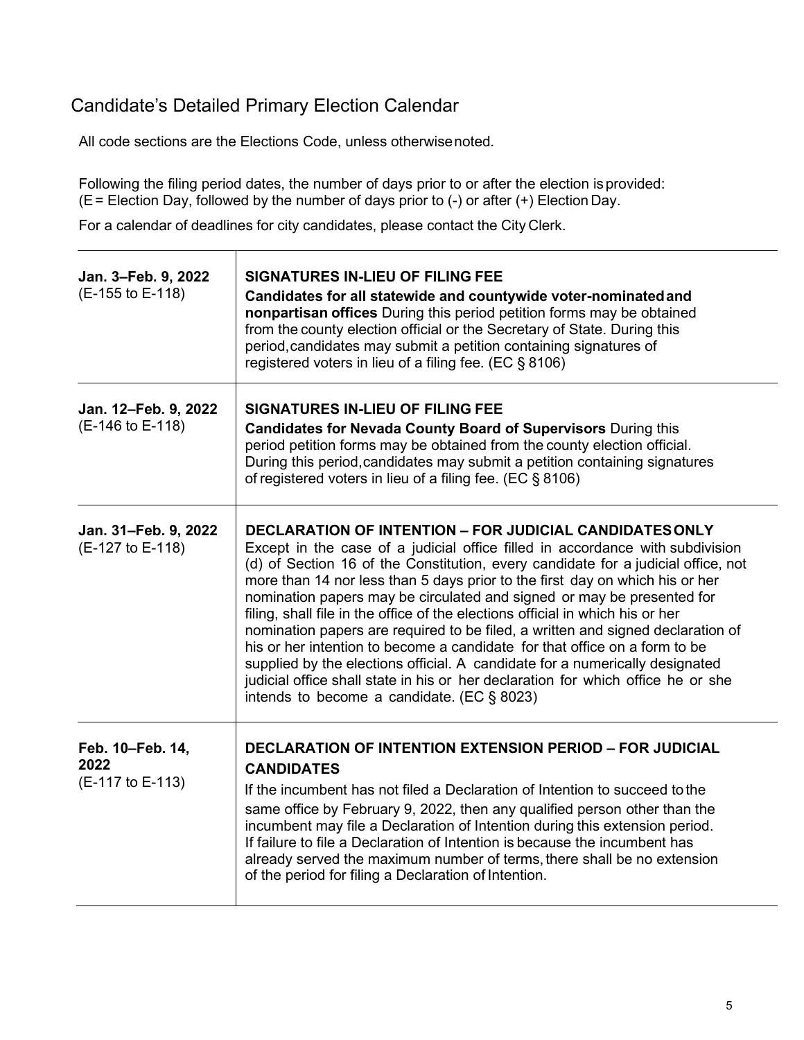# Candidate's Detailed Primary Election Calendar

All code sections are the Elections Code, unless otherwise noted.

Following the filing period dates, the number of days prior to or after the election is provided: (E = Election Day, followed by the number of days prior to (-) or after (+) Election Day.

For a calendar of deadlines for city candidates, please contact the City Clerk.

| | |
|---|---|
| **Jan. 3–Feb. 9, 2022**<br>(E-155 to E-118) | **SIGNATURES IN-LIEU OF FILING FEE**<br>**Candidates for all statewide and countywide voter-nominated and nonpartisan offices** During this period petition forms may be obtained from the county election official or the Secretary of State. During this period, candidates may submit a petition containing signatures of registered voters in lieu of a filing fee. (EC § 8106) |
| **Jan. 12–Feb. 9, 2022**<br>(E-146 to E-118) | **SIGNATURES IN-LIEU OF FILING FEE**<br>**Candidates for Nevada County Board of Supervisors** During this period petition forms may be obtained from the county election official. During this period, candidates may submit a petition containing signatures of registered voters in lieu of a filing fee. (EC § 8106) |
| **Jan. 31–Feb. 9, 2022**<br>(E-127 to E-118) | **DECLARATION OF INTENTION – FOR JUDICIAL CANDIDATES ONLY**<br>Except in the case of a judicial office filled in accordance with subdivision (d) of Section 16 of the Constitution, every candidate for a judicial office, not more than 14 nor less than 5 days prior to the first day on which his or her nomination papers may be circulated and signed or may be presented for filing, shall file in the office of the elections official in which his or her nomination papers are required to be filed, a written and signed declaration of his or her intention to become a candidate for that office on a form to be supplied by the elections official. A candidate for a numerically designated judicial office shall state in his or her declaration for which office he or she intends to become a candidate. (EC § 8023) |
| **Feb. 10–Feb. 14, 2022**<br>(E-117 to E-113) | **DECLARATION OF INTENTION EXTENSION PERIOD – FOR JUDICIAL CANDIDATES**<br>If the incumbent has not filed a Declaration of Intention to succeed to the same office by February 9, 2022, then any qualified person other than the incumbent may file a Declaration of Intention during this extension period. If failure to file a Declaration of Intention is because the incumbent has already served the maximum number of terms, there shall be no extension of the period for filing a Declaration of Intention. |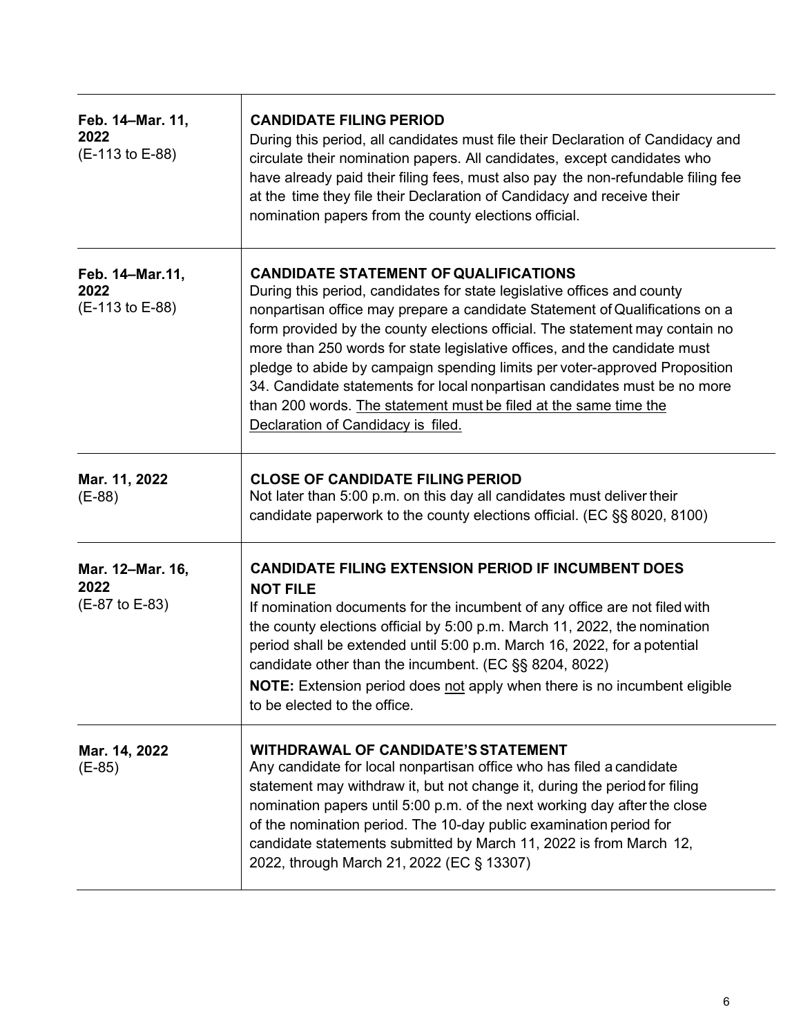| | |
|---|---|
| **Feb. 14–Mar. 11, 2022**<br>(E-113 to E-88) | **CANDIDATE FILING PERIOD**<br>During this period, all candidates must file their Declaration of Candidacy and circulate their nomination papers. All candidates, except candidates who have already paid their filing fees, must also pay the non-refundable filing fee at the time they file their Declaration of Candidacy and receive their nomination papers from the county elections official. |
| **Feb. 14–Mar.11, 2022**<br>(E-113 to E-88) | **CANDIDATE STATEMENT OF QUALIFICATIONS**<br>During this period, candidates for state legislative offices and county nonpartisan office may prepare a candidate Statement of Qualifications on a form provided by the county elections official. The statement may contain no more than 250 words for state legislative offices, and the candidate must pledge to abide by campaign spending limits per voter-approved Proposition 34. Candidate statements for local nonpartisan candidates must be no more than 200 words. <u>The statement must be filed at the same time the Declaration of Candidacy is filed.</u> |
| **Mar. 11, 2022**<br>(E-88) | **CLOSE OF CANDIDATE FILING PERIOD**<br>Not later than 5:00 p.m. on this day all candidates must deliver their candidate paperwork to the county elections official. (EC §§ 8020, 8100) |
| **Mar. 12–Mar. 16, 2022**<br>(E-87 to E-83) | **CANDIDATE FILING EXTENSION PERIOD IF INCUMBENT DOES NOT FILE**<br>If nomination documents for the incumbent of any office are not filed with the county elections official by 5:00 p.m. March 11, 2022, the nomination period shall be extended until 5:00 p.m. March 16, 2022, for a potential candidate other than the incumbent. (EC §§ 8204, 8022)<br>**NOTE:** Extension period does <u>not</u> apply when there is no incumbent eligible to be elected to the office. |
| **Mar. 14, 2022**<br>(E-85) | **WITHDRAWAL OF CANDIDATE'S STATEMENT**<br>Any candidate for local nonpartisan office who has filed a candidate statement may withdraw it, but not change it, during the period for filing nomination papers until 5:00 p.m. of the next working day after the close of the nomination period. The 10-day public examination period for candidate statements submitted by March 11, 2022 is from March 12, 2022, through March 21, 2022 (EC § 13307) |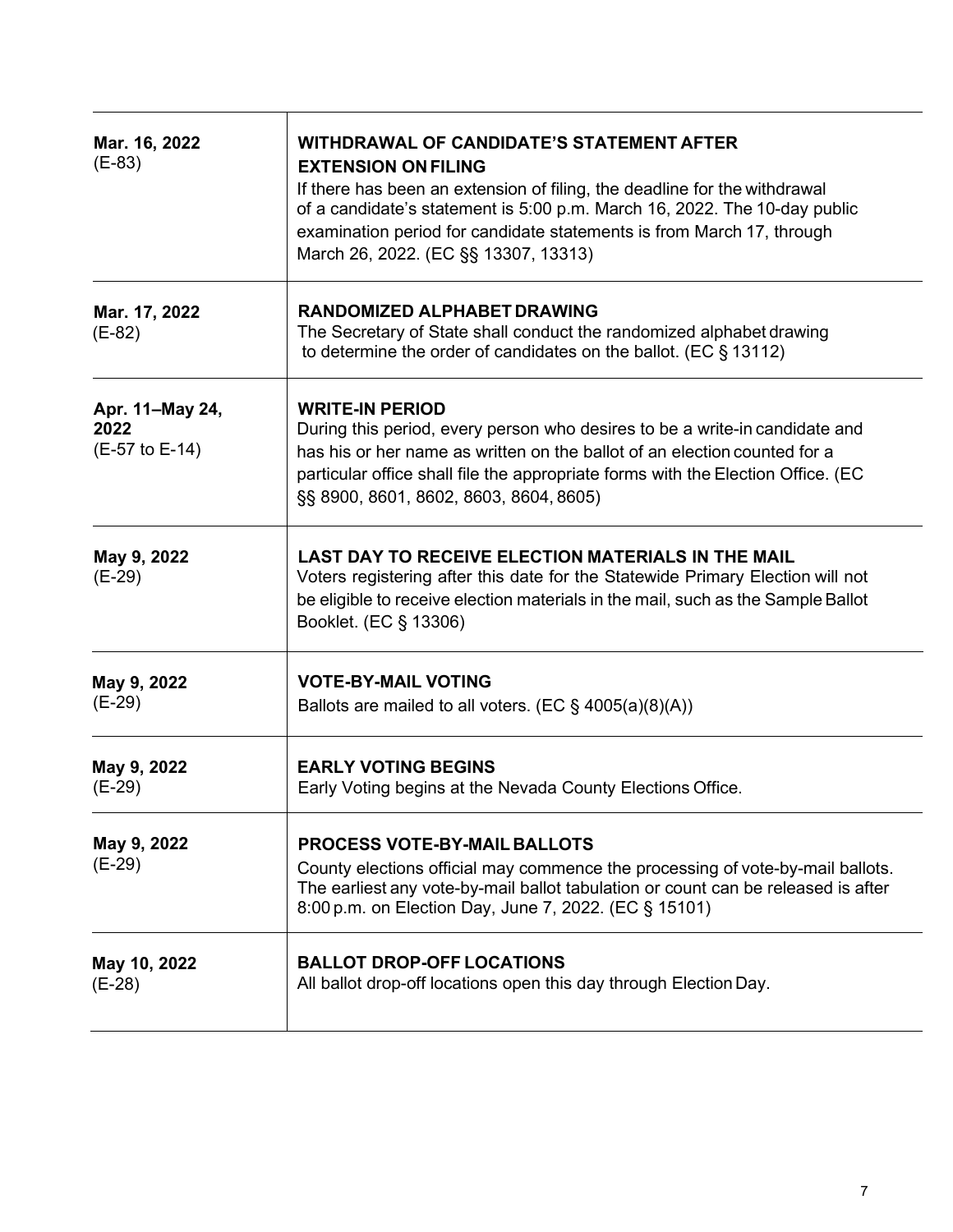| | |
|---|---|
| **Mar. 16, 2022**<br>(E-83) | **WITHDRAWAL OF CANDIDATE'S STATEMENT AFTER EXTENSION ON FILING**<br>If there has been an extension of filing, the deadline for the withdrawal of a candidate's statement is 5:00 p.m. March 16, 2022. The 10-day public examination period for candidate statements is from March 17, through March 26, 2022. (EC §§ 13307, 13313) |
| **Mar. 17, 2022**<br>(E-82) | **RANDOMIZED ALPHABET DRAWING**<br>The Secretary of State shall conduct the randomized alphabet drawing to determine the order of candidates on the ballot. (EC § 13112) |
| **Apr. 11–May 24, 2022**<br>(E-57 to E-14) | **WRITE-IN PERIOD**<br>During this period, every person who desires to be a write-in candidate and has his or her name as written on the ballot of an election counted for a particular office shall file the appropriate forms with the Election Office. (EC §§ 8900, 8601, 8602, 8603, 8604, 8605) |
| **May 9, 2022**<br>(E-29) | **LAST DAY TO RECEIVE ELECTION MATERIALS IN THE MAIL**<br>Voters registering after this date for the Statewide Primary Election will not be eligible to receive election materials in the mail, such as the Sample Ballot Booklet. (EC § 13306) |
| **May 9, 2022**<br>(E-29) | **VOTE-BY-MAIL VOTING**<br>Ballots are mailed to all voters. (EC § 4005(a)(8)(A)) |
| **May 9, 2022**<br>(E-29) | **EARLY VOTING BEGINS**<br>Early Voting begins at the Nevada County Elections Office. |
| **May 9, 2022**<br>(E-29) | **PROCESS VOTE-BY-MAIL BALLOTS**<br>County elections official may commence the processing of vote-by-mail ballots. The earliest any vote-by-mail ballot tabulation or count can be released is after 8:00 p.m. on Election Day, June 7, 2022. (EC § 15101) |
| **May 10, 2022**<br>(E-28) | **BALLOT DROP-OFF LOCATIONS**<br>All ballot drop-off locations open this day through Election Day. |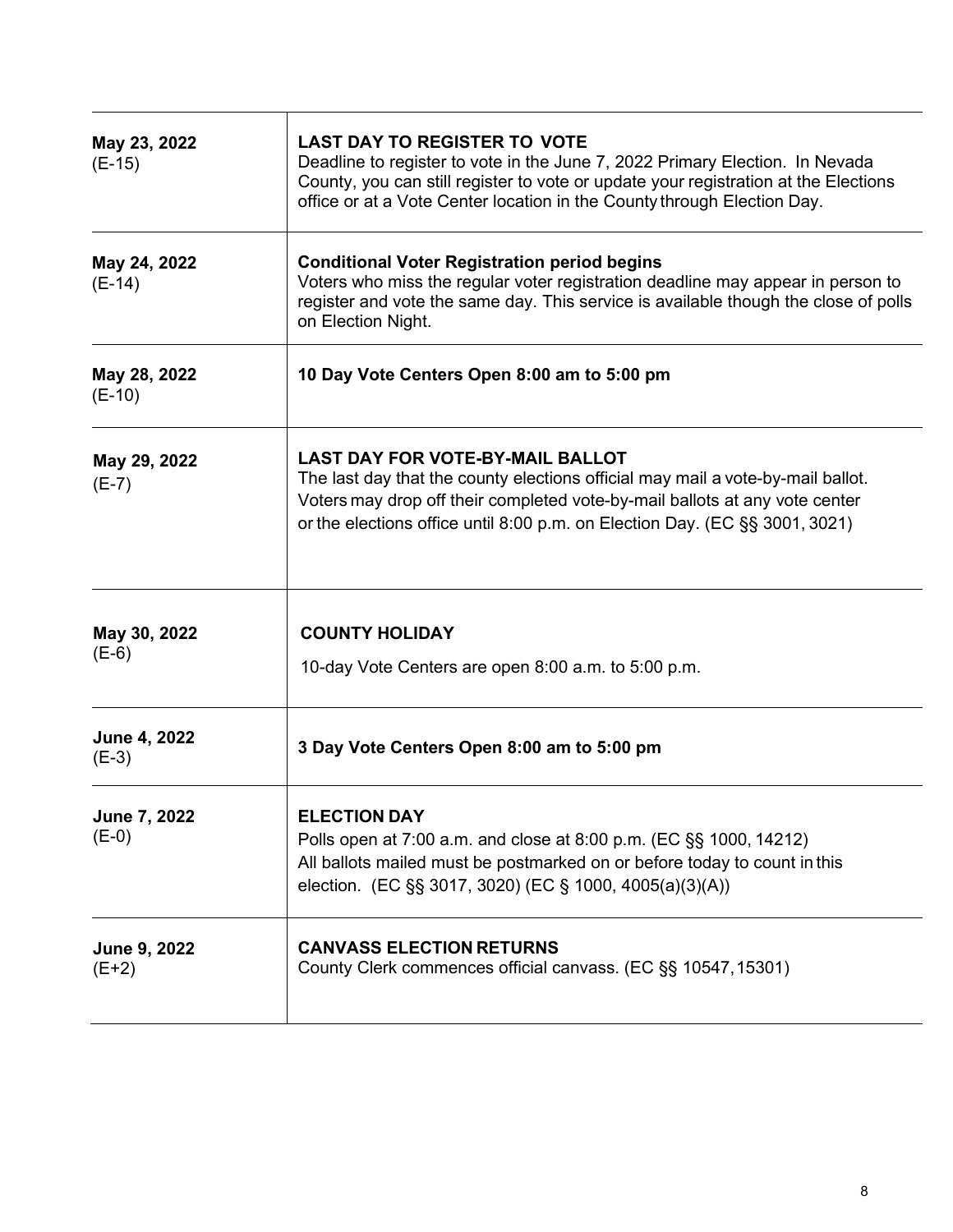| | |
|---|---|
| **May 23, 2022**<br>(E-15) | **LAST DAY TO REGISTER TO VOTE**<br>Deadline to register to vote in the June 7, 2022 Primary Election. In Nevada County, you can still register to vote or update your registration at the Elections office or at a Vote Center location in the County through Election Day. |
| **May 24, 2022**<br>(E-14) | **Conditional Voter Registration period begins**<br>Voters who miss the regular voter registration deadline may appear in person to register and vote the same day. This service is available though the close of polls on Election Night. |
| **May 28, 2022**<br>(E-10) | **10 Day Vote Centers Open 8:00 am to 5:00 pm** |
| **May 29, 2022**<br>(E-7) | **LAST DAY FOR VOTE-BY-MAIL BALLOT**<br>The last day that the county elections official may mail a vote-by-mail ballot. Voters may drop off their completed vote-by-mail ballots at any vote center or the elections office until 8:00 p.m. on Election Day. (EC §§ 3001, 3021) |
| **May 30, 2022**<br>(E-6) | **COUNTY HOLIDAY**<br>10-day Vote Centers are open 8:00 a.m. to 5:00 p.m. |
| **June 4, 2022**<br>(E-3) | **3 Day Vote Centers Open 8:00 am to 5:00 pm** |
| **June 7, 2022**<br>(E-0) | **ELECTION DAY**<br>Polls open at 7:00 a.m. and close at 8:00 p.m. (EC §§ 1000, 14212)<br>All ballots mailed must be postmarked on or before today to count in this election. (EC §§ 3017, 3020) (EC § 1000, 4005(a)(3)(A)) |
| **June 9, 2022**<br>(E+2) | **CANVASS ELECTION RETURNS**<br>County Clerk commences official canvass. (EC §§ 10547, 15301) |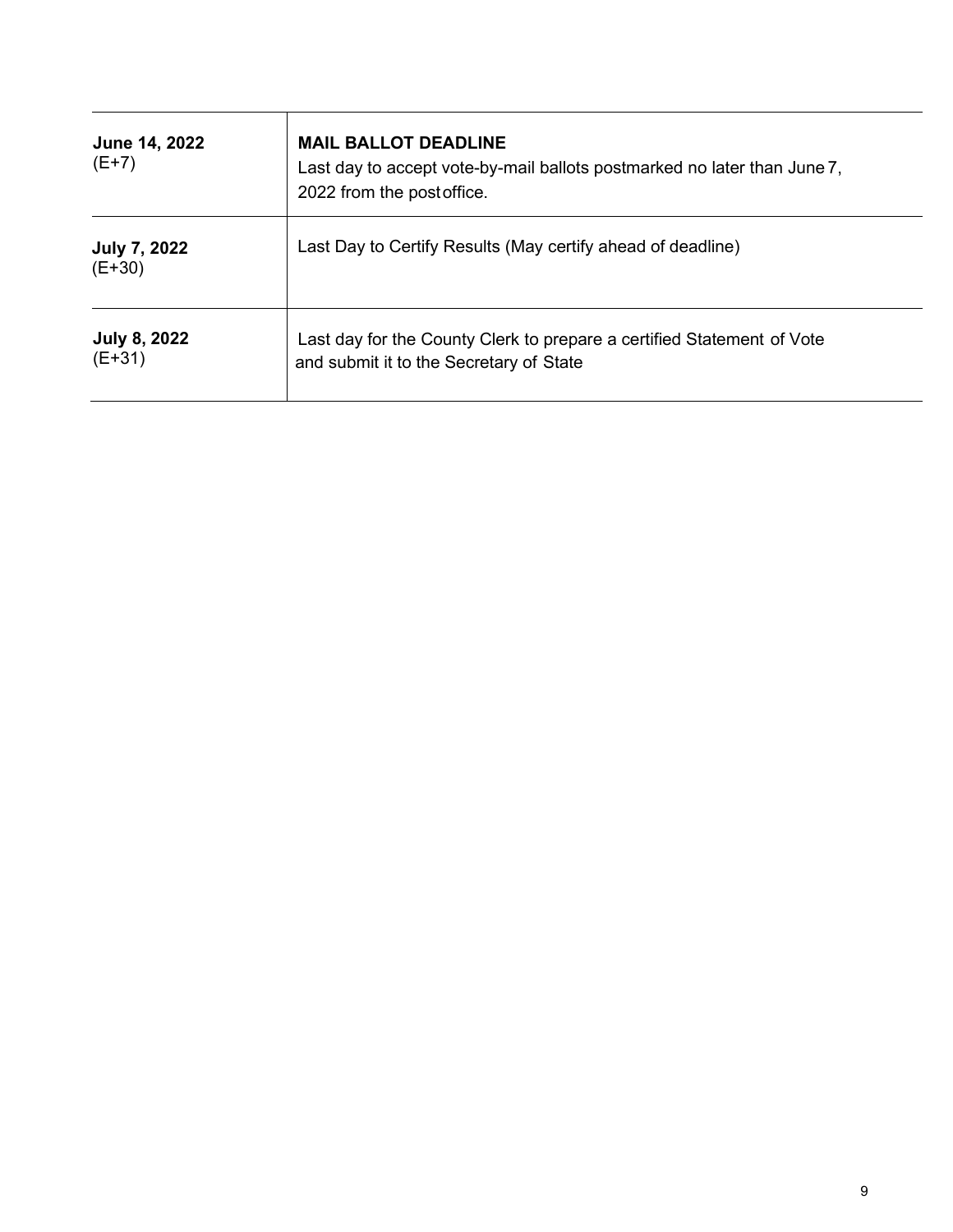| | |
|---|---|
| **June 14, 2022** (E+7) | **MAIL BALLOT DEADLINE** Last day to accept vote-by-mail ballots postmarked no later than June 7, 2022 from the post office. |
| **July 7, 2022** (E+30) | Last Day to Certify Results (May certify ahead of deadline) |
| **July 8, 2022** (E+31) | Last day for the County Clerk to prepare a certified Statement of Vote and submit it to the Secretary of State |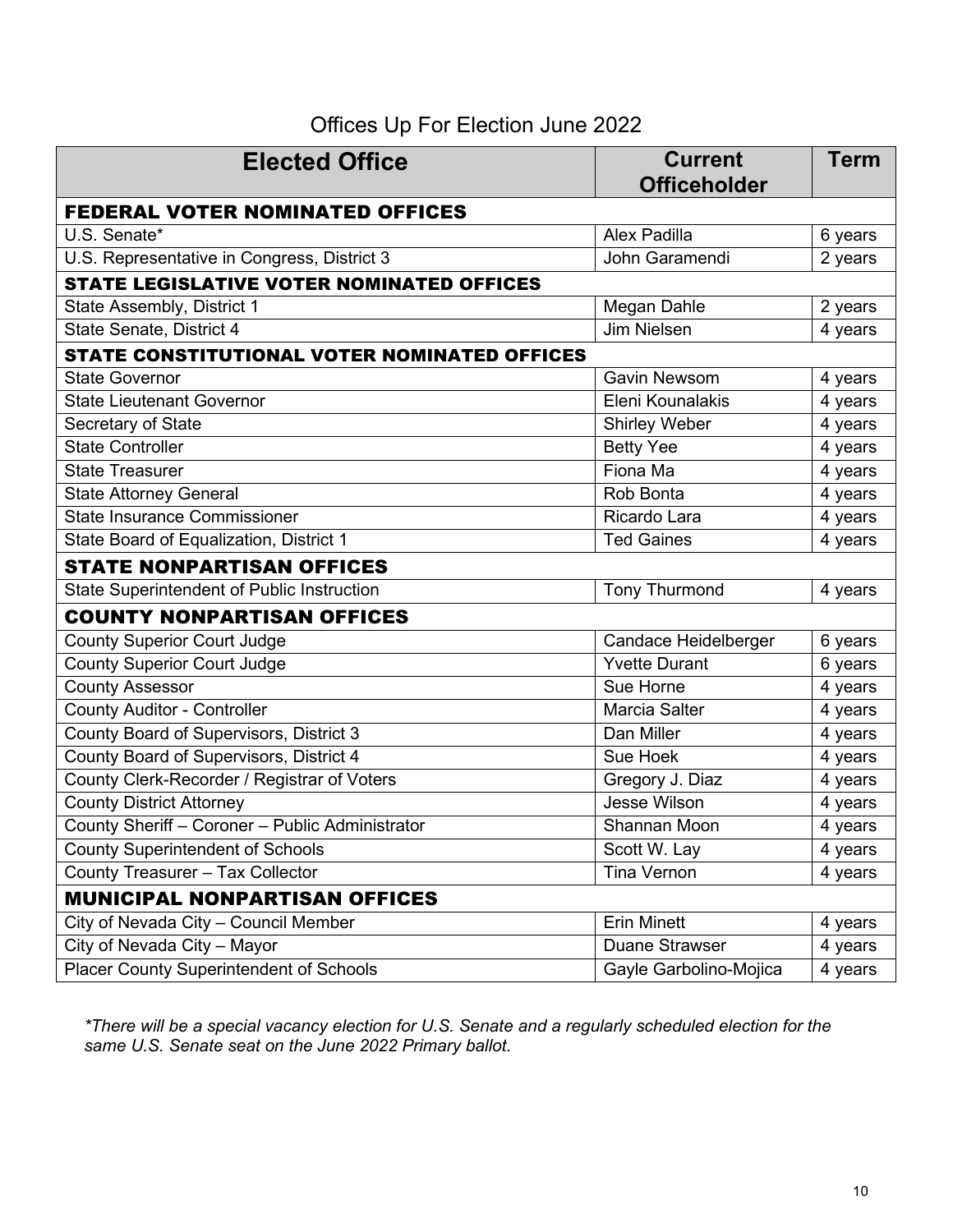## Offices Up For Election June 2022

| Elected Office | Current Officeholder | Term |
|---|---|---|
| **FEDERAL VOTER NOMINATED OFFICES** | | |
| U.S. Senate* | Alex Padilla | 6 years |
| U.S. Representative in Congress, District 3 | John Garamendi | 2 years |
| **STATE LEGISLATIVE VOTER NOMINATED OFFICES** | | |
| State Assembly, District 1 | Megan Dahle | 2 years |
| State Senate, District 4 | Jim Nielsen | 4 years |
| **STATE CONSTITUTIONAL VOTER NOMINATED OFFICES** | | |
| State Governor | Gavin Newsom | 4 years |
| State Lieutenant Governor | Eleni Kounalakis | 4 years |
| Secretary of State | Shirley Weber | 4 years |
| State Controller | Betty Yee | 4 years |
| State Treasurer | Fiona Ma | 4 years |
| State Attorney General | Rob Bonta | 4 years |
| State Insurance Commissioner | Ricardo Lara | 4 years |
| State Board of Equalization, District 1 | Ted Gaines | 4 years |
| **STATE NONPARTISAN OFFICES** | | |
| State Superintendent of Public Instruction | Tony Thurmond | 4 years |
| **COUNTY NONPARTISAN OFFICES** | | |
| County Superior Court Judge | Candace Heidelberger | 6 years |
| County Superior Court Judge | Yvette Durant | 6 years |
| County Assessor | Sue Horne | 4 years |
| County Auditor - Controller | Marcia Salter | 4 years |
| County Board of Supervisors, District 3 | Dan Miller | 4 years |
| County Board of Supervisors, District 4 | Sue Hoek | 4 years |
| County Clerk-Recorder / Registrar of Voters | Gregory J. Diaz | 4 years |
| County District Attorney | Jesse Wilson | 4 years |
| County Sheriff – Coroner – Public Administrator | Shannan Moon | 4 years |
| County Superintendent of Schools | Scott W. Lay | 4 years |
| County Treasurer – Tax Collector | Tina Vernon | 4 years |
| **MUNICIPAL NONPARTISAN OFFICES** | | |
| City of Nevada City – Council Member | Erin Minett | 4 years |
| City of Nevada City – Mayor | Duane Strawser | 4 years |
| Placer County Superintendent of Schools | Gayle Garbolino-Mojica | 4 years |

*\*There will be a special vacancy election for U.S. Senate and a regularly scheduled election for the same U.S. Senate seat on the June 2022 Primary ballot.*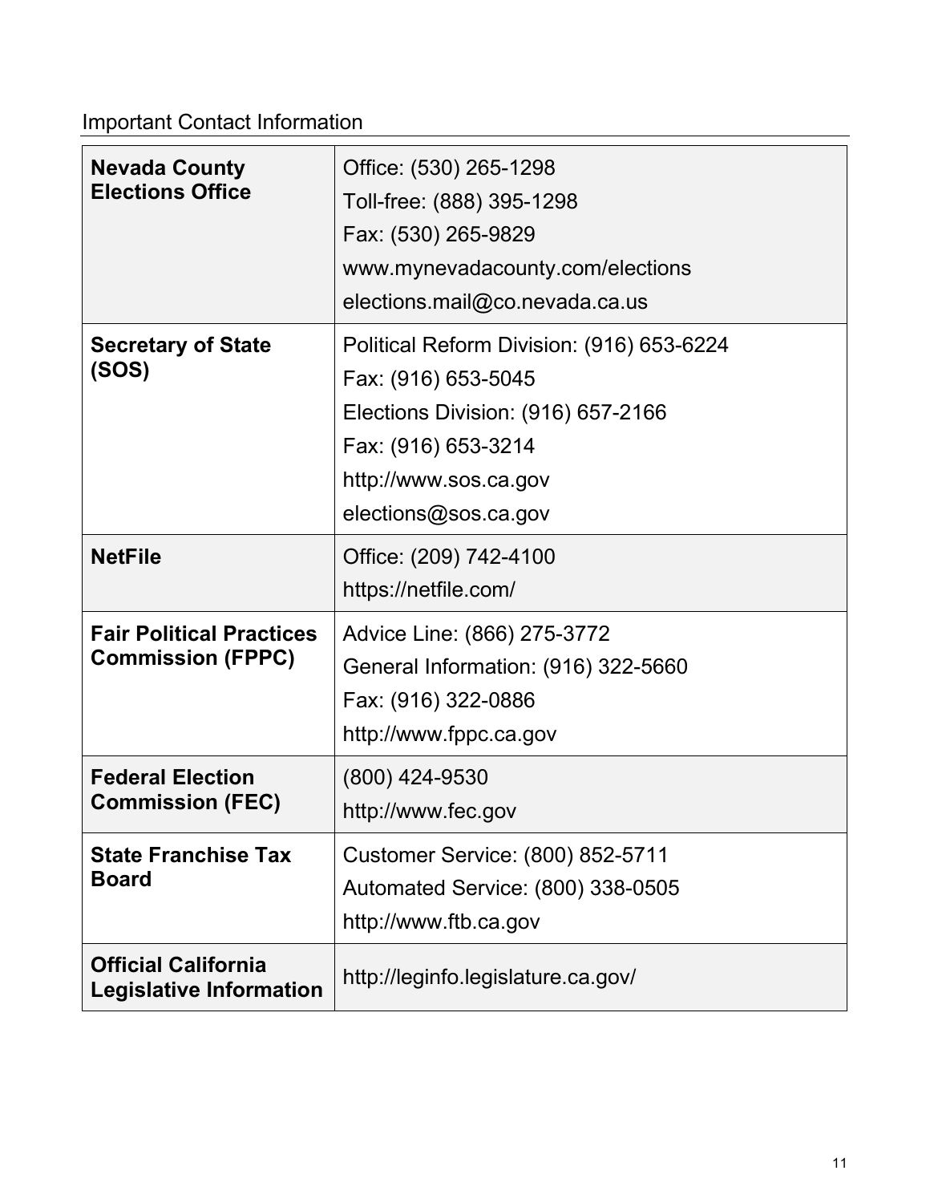## Important Contact Information

| | |
|---|---|
| **Nevada County Elections Office** | Office: (530) 265-1298<br>Toll-free: (888) 395-1298<br>Fax: (530) 265-9829<br>www.mynevadacounty.com/elections<br>elections.mail@co.nevada.ca.us |
| **Secretary of State (SOS)** | Political Reform Division: (916) 653-6224<br>Fax: (916) 653-5045<br>Elections Division: (916) 657-2166<br>Fax: (916) 653-3214<br>http://www.sos.ca.gov<br>elections@sos.ca.gov |
| **NetFile** | Office: (209) 742-4100<br>https://netfile.com/ |
| **Fair Political Practices Commission (FPPC)** | Advice Line: (866) 275-3772<br>General Information: (916) 322-5660<br>Fax: (916) 322-0886<br>http://www.fppc.ca.gov |
| **Federal Election Commission (FEC)** | (800) 424-9530<br>http://www.fec.gov |
| **State Franchise Tax Board** | Customer Service: (800) 852-5711<br>Automated Service: (800) 338-0505<br>http://www.ftb.ca.gov |
| **Official California Legislative Information** | http://leginfo.legislature.ca.gov/ |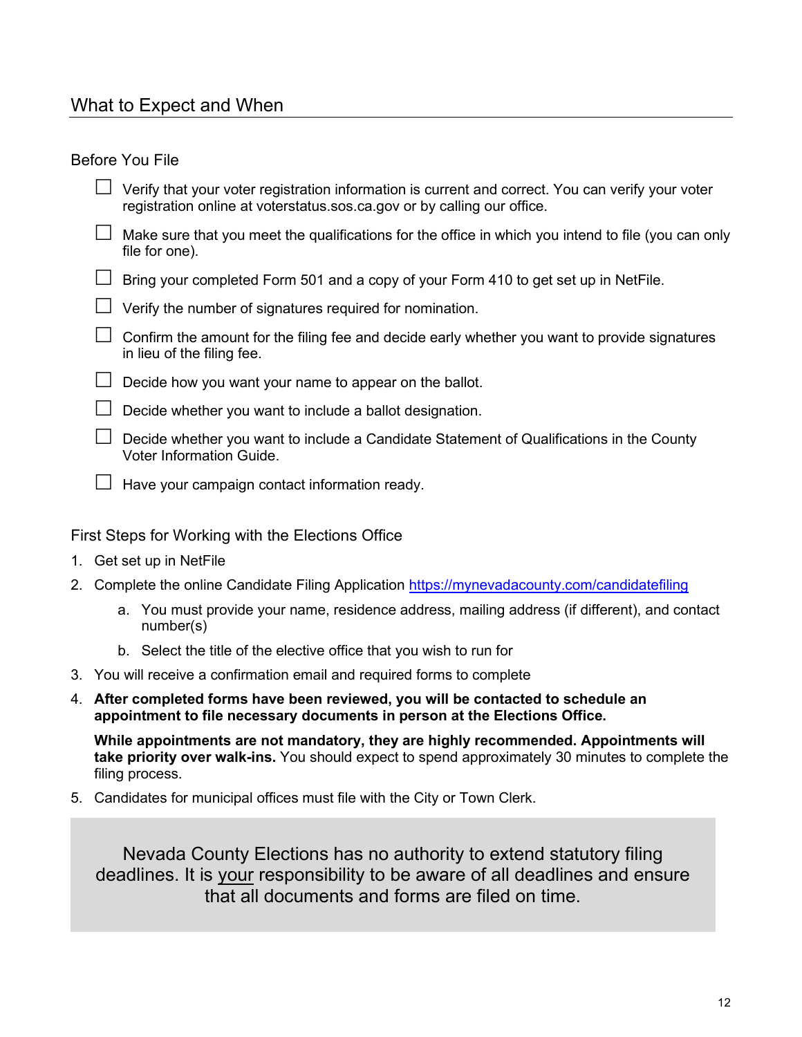## What to Expect and When

### Before You File

- [ ] Verify that your voter registration information is current and correct. You can verify your voter registration online at voterstatus.sos.ca.gov or by calling our office.
- [ ] Make sure that you meet the qualifications for the office in which you intend to file (you can only file for one).
- [ ] Bring your completed Form 501 and a copy of your Form 410 to get set up in NetFile.
- [ ] Verify the number of signatures required for nomination.
- [ ] Confirm the amount for the filing fee and decide early whether you want to provide signatures in lieu of the filing fee.
- [ ] Decide how you want your name to appear on the ballot.
- [ ] Decide whether you want to include a ballot designation.
- [ ] Decide whether you want to include a Candidate Statement of Qualifications in the County Voter Information Guide.
- [ ] Have your campaign contact information ready.

### First Steps for Working with the Elections Office

1. Get set up in NetFile
2. Complete the online Candidate Filing Application [https://mynevadacounty.com/candidatefiling](https://mynevadacounty.com/candidatefiling)
   a. You must provide your name, residence address, mailing address (if different), and contact number(s)
   b. Select the title of the elective office that you wish to run for
3. You will receive a confirmation email and required forms to complete
4. **After completed forms have been reviewed, you will be contacted to schedule an appointment to file necessary documents in person at the Elections Office.**

   **While appointments are not mandatory, they are highly recommended. Appointments will take priority over walk-ins.** You should expect to spend approximately 30 minutes to complete the filing process.
5. Candidates for municipal offices must file with the City or Town Clerk.

> Nevada County Elections has no authority to extend statutory filing deadlines. It is your responsibility to be aware of all deadlines and ensure that all documents and forms are filed on time.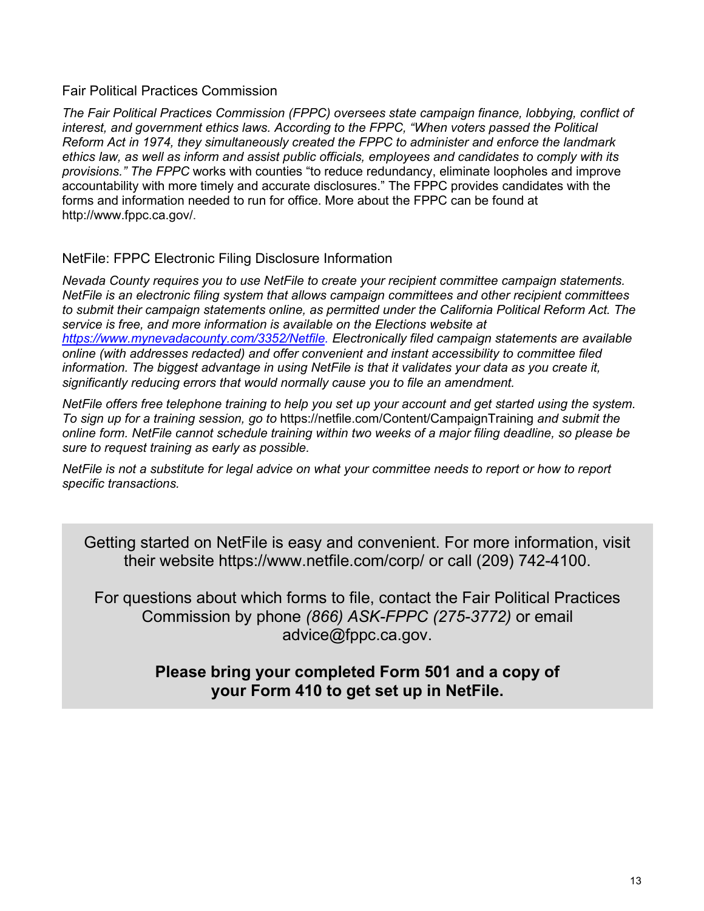## Fair Political Practices Commission

*The Fair Political Practices Commission (FPPC) oversees state campaign finance, lobbying, conflict of interest, and government ethics laws. According to the FPPC, "When voters passed the Political Reform Act in 1974, they simultaneously created the FPPC to administer and enforce the landmark ethics law, as well as inform and assist public officials, employees and candidates to comply with its provisions." The FPPC* works with counties "to reduce redundancy, eliminate loopholes and improve accountability with more timely and accurate disclosures." The FPPC provides candidates with the forms and information needed to run for office. More about the FPPC can be found at http://www.fppc.ca.gov/.

## NetFile: FPPC Electronic Filing Disclosure Information

*Nevada County requires you to use NetFile to create your recipient committee campaign statements. NetFile is an electronic filing system that allows campaign committees and other recipient committees to submit their campaign statements online, as permitted under the California Political Reform Act. The service is free, and more information is available on the Elections website at [https://www.mynevadacounty.com/3352/Netfile](https://www.mynevadacounty.com/3352/Netfile). Electronically filed campaign statements are available online (with addresses redacted) and offer convenient and instant accessibility to committee filed information. The biggest advantage in using NetFile is that it validates your data as you create it, significantly reducing errors that would normally cause you to file an amendment.*

*NetFile offers free telephone training to help you set up your account and get started using the system. To sign up for a training session, go to* https://netfile.com/Content/CampaignTraining *and submit the online form. NetFile cannot schedule training within two weeks of a major filing deadline, so please be sure to request training as early as possible.*

*NetFile is not a substitute for legal advice on what your committee needs to report or how to report specific transactions.*

Getting started on NetFile is easy and convenient. For more information, visit their website https://www.netfile.com/corp/ or call (209) 742-4100.

For questions about which forms to file, contact the Fair Political Practices Commission by phone *(866) ASK-FPPC (275-3772)* or email advice@fppc.ca.gov.

**Please bring your completed Form 501 and a copy of your Form 410 to get set up in NetFile.**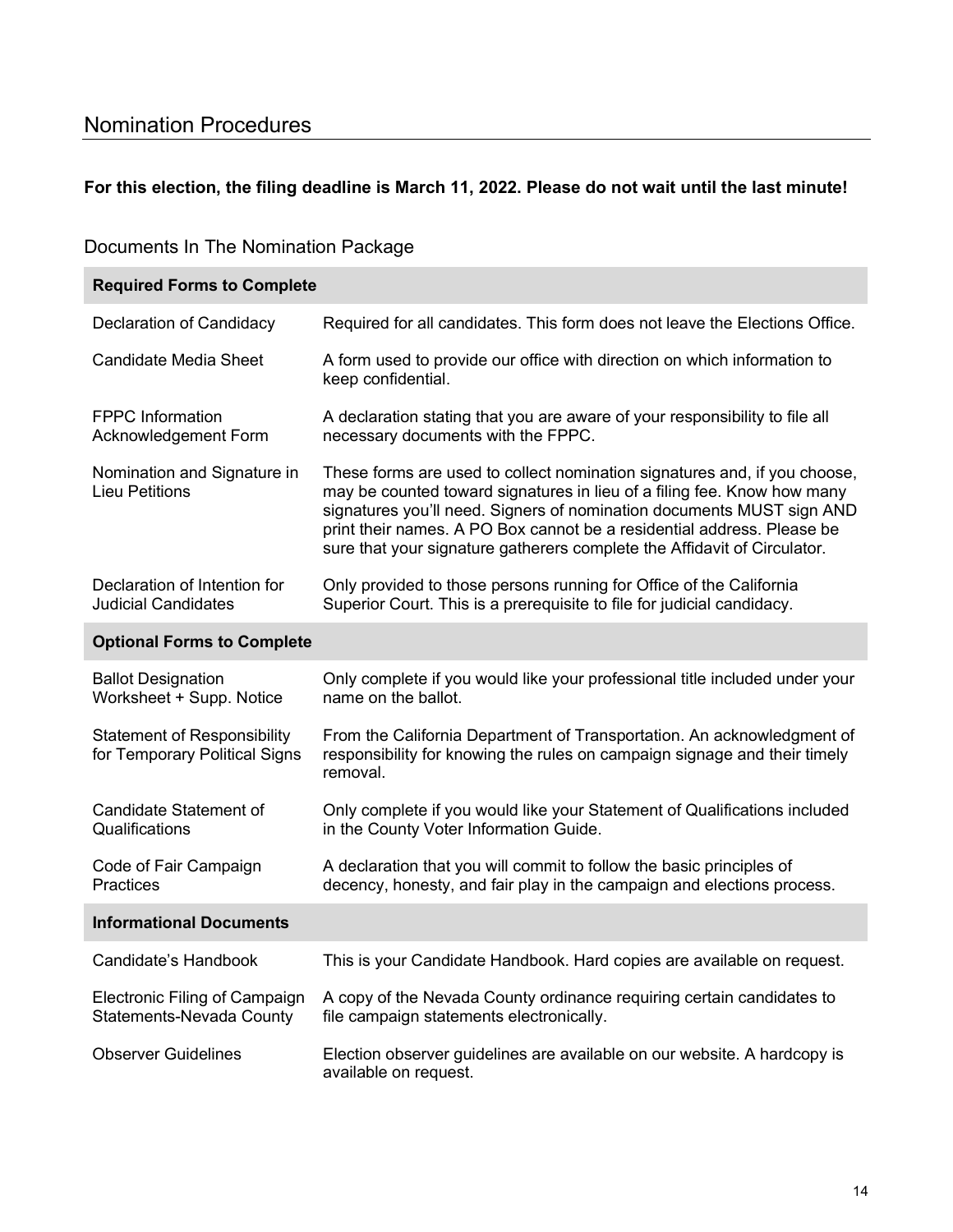## Nomination Procedures

**For this election, the filing deadline is March 11, 2022. Please do not wait until the last minute!**

### Documents In The Nomination Package

| **Required Forms to Complete** | |
|---|---|
| Declaration of Candidacy | Required for all candidates. This form does not leave the Elections Office. |
| Candidate Media Sheet | A form used to provide our office with direction on which information to keep confidential. |
| FPPC Information Acknowledgement Form | A declaration stating that you are aware of your responsibility to file all necessary documents with the FPPC. |
| Nomination and Signature in Lieu Petitions | These forms are used to collect nomination signatures and, if you choose, may be counted toward signatures in lieu of a filing fee. Know how many signatures you'll need. Signers of nomination documents MUST sign AND print their names. A PO Box cannot be a residential address. Please be sure that your signature gatherers complete the Affidavit of Circulator. |
| Declaration of Intention for Judicial Candidates | Only provided to those persons running for Office of the California Superior Court. This is a prerequisite to file for judicial candidacy. |
| **Optional Forms to Complete** | |
| Ballot Designation Worksheet + Supp. Notice | Only complete if you would like your professional title included under your name on the ballot. |
| Statement of Responsibility for Temporary Political Signs | From the California Department of Transportation. An acknowledgment of responsibility for knowing the rules on campaign signage and their timely removal. |
| Candidate Statement of Qualifications | Only complete if you would like your Statement of Qualifications included in the County Voter Information Guide. |
| Code of Fair Campaign Practices | A declaration that you will commit to follow the basic principles of decency, honesty, and fair play in the campaign and elections process. |
| **Informational Documents** | |
| Candidate's Handbook | This is your Candidate Handbook. Hard copies are available on request. |
| Electronic Filing of Campaign Statements-Nevada County | A copy of the Nevada County ordinance requiring certain candidates to file campaign statements electronically. |
| Observer Guidelines | Election observer guidelines are available on our website. A hardcopy is available on request. |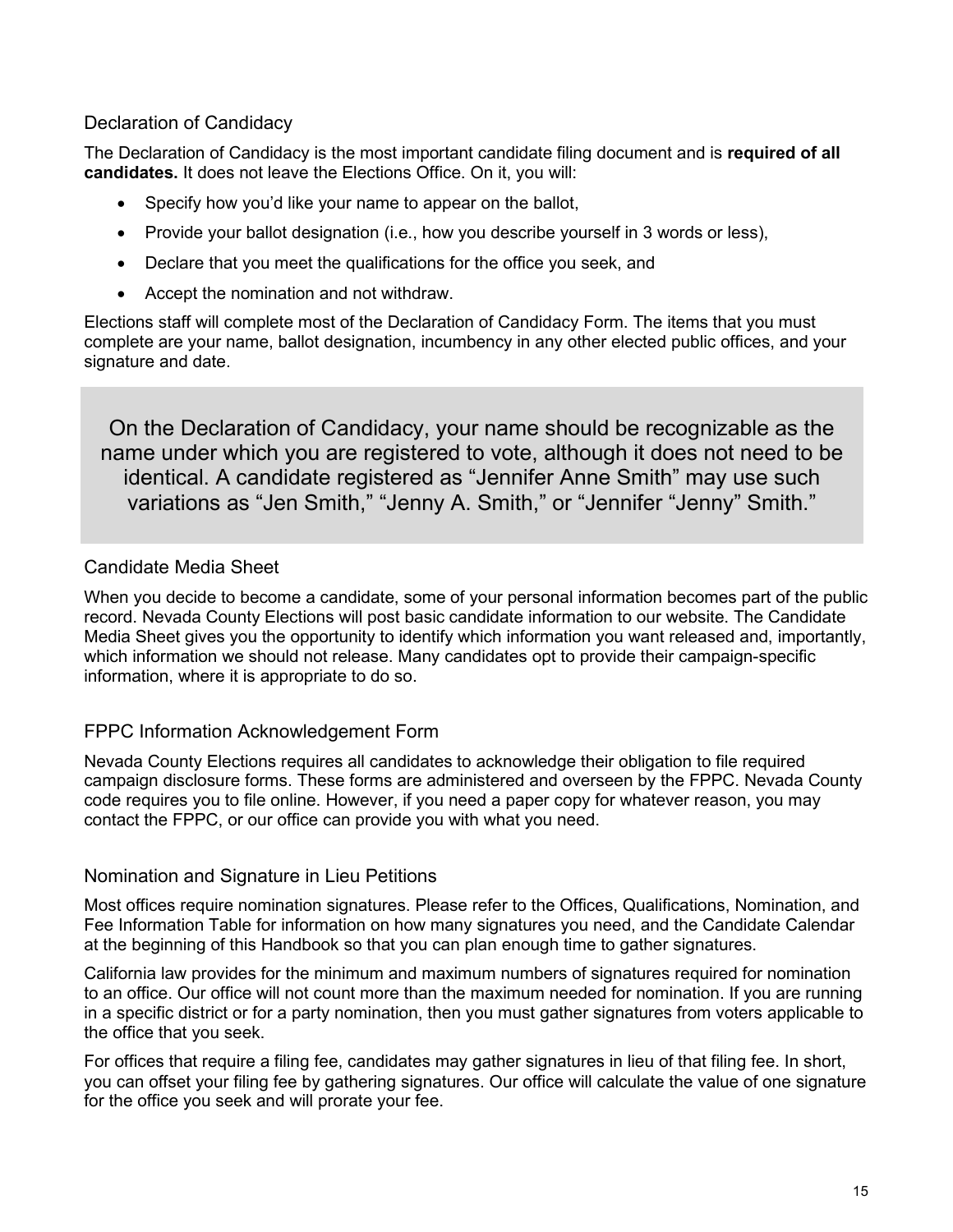## Declaration of Candidacy

The Declaration of Candidacy is the most important candidate filing document and is **required of all candidates.** It does not leave the Elections Office. On it, you will:

- Specify how you'd like your name to appear on the ballot,
- Provide your ballot designation (i.e., how you describe yourself in 3 words or less),
- Declare that you meet the qualifications for the office you seek, and
- Accept the nomination and not withdraw.

Elections staff will complete most of the Declaration of Candidacy Form. The items that you must complete are your name, ballot designation, incumbency in any other elected public offices, and your signature and date.

> On the Declaration of Candidacy, your name should be recognizable as the name under which you are registered to vote, although it does not need to be identical. A candidate registered as "Jennifer Anne Smith" may use such variations as "Jen Smith," "Jenny A. Smith," or "Jennifer "Jenny" Smith."

## Candidate Media Sheet

When you decide to become a candidate, some of your personal information becomes part of the public record. Nevada County Elections will post basic candidate information to our website. The Candidate Media Sheet gives you the opportunity to identify which information you want released and, importantly, which information we should not release. Many candidates opt to provide their campaign-specific information, where it is appropriate to do so.

## FPPC Information Acknowledgement Form

Nevada County Elections requires all candidates to acknowledge their obligation to file required campaign disclosure forms. These forms are administered and overseen by the FPPC. Nevada County code requires you to file online. However, if you need a paper copy for whatever reason, you may contact the FPPC, or our office can provide you with what you need.

## Nomination and Signature in Lieu Petitions

Most offices require nomination signatures. Please refer to the Offices, Qualifications, Nomination, and Fee Information Table for information on how many signatures you need, and the Candidate Calendar at the beginning of this Handbook so that you can plan enough time to gather signatures.

California law provides for the minimum and maximum numbers of signatures required for nomination to an office. Our office will not count more than the maximum needed for nomination. If you are running in a specific district or for a party nomination, then you must gather signatures from voters applicable to the office that you seek.

For offices that require a filing fee, candidates may gather signatures in lieu of that filing fee. In short, you can offset your filing fee by gathering signatures. Our office will calculate the value of one signature for the office you seek and will prorate your fee.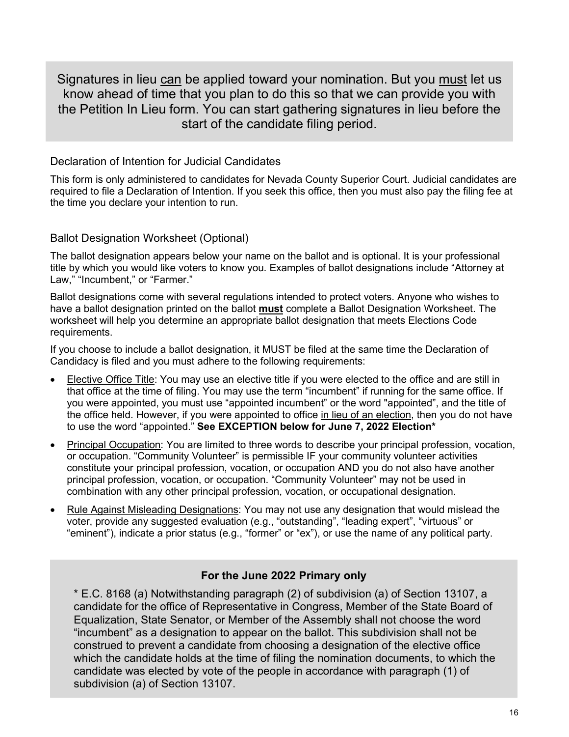Signatures in lieu can be applied toward your nomination. But you must let us know ahead of time that you plan to do this so that we can provide you with the Petition In Lieu form. You can start gathering signatures in lieu before the start of the candidate filing period.

### Declaration of Intention for Judicial Candidates

This form is only administered to candidates for Nevada County Superior Court. Judicial candidates are required to file a Declaration of Intention. If you seek this office, then you must also pay the filing fee at the time you declare your intention to run.

### Ballot Designation Worksheet (Optional)

The ballot designation appears below your name on the ballot and is optional. It is your professional title by which you would like voters to know you. Examples of ballot designations include "Attorney at Law," "Incumbent," or "Farmer."

Ballot designations come with several regulations intended to protect voters. Anyone who wishes to have a ballot designation printed on the ballot **must** complete a Ballot Designation Worksheet. The worksheet will help you determine an appropriate ballot designation that meets Elections Code requirements.

If you choose to include a ballot designation, it MUST be filed at the same time the Declaration of Candidacy is filed and you must adhere to the following requirements:

- Elective Office Title: You may use an elective title if you were elected to the office and are still in that office at the time of filing. You may use the term "incumbent" if running for the same office. If you were appointed, you must use "appointed incumbent" or the word "appointed", and the title of the office held. However, if you were appointed to office in lieu of an election, then you do not have to use the word "appointed." **See EXCEPTION below for June 7, 2022 Election***
- Principal Occupation: You are limited to three words to describe your principal profession, vocation, or occupation. "Community Volunteer" is permissible IF your community volunteer activities constitute your principal profession, vocation, or occupation AND you do not also have another principal profession, vocation, or occupation. "Community Volunteer" may not be used in combination with any other principal profession, vocation, or occupational designation.
- Rule Against Misleading Designations: You may not use any designation that would mislead the voter, provide any suggested evaluation (e.g., "outstanding", "leading expert", "virtuous" or "eminent"), indicate a prior status (e.g., "former" or "ex"), or use the name of any political party.

**For the June 2022 Primary only**

* E.C. 8168 (a) Notwithstanding paragraph (2) of subdivision (a) of Section 13107, a candidate for the office of Representative in Congress, Member of the State Board of Equalization, State Senator, or Member of the Assembly shall not choose the word "incumbent" as a designation to appear on the ballot. This subdivision shall not be construed to prevent a candidate from choosing a designation of the elective office which the candidate holds at the time of filing the nomination documents, to which the candidate was elected by vote of the people in accordance with paragraph (1) of subdivision (a) of Section 13107.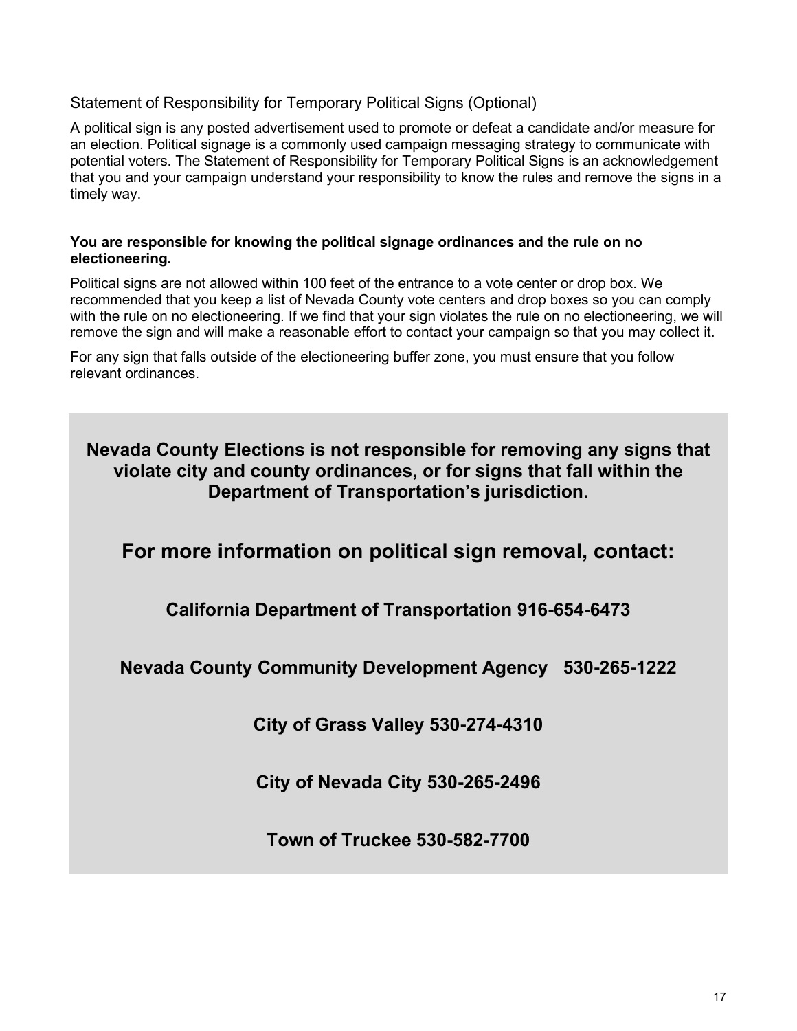## Statement of Responsibility for Temporary Political Signs (Optional)

A political sign is any posted advertisement used to promote or defeat a candidate and/or measure for an election. Political signage is a commonly used campaign messaging strategy to communicate with potential voters. The Statement of Responsibility for Temporary Political Signs is an acknowledgement that you and your campaign understand your responsibility to know the rules and remove the signs in a timely way.

**You are responsible for knowing the political signage ordinances and the rule on no electioneering.**

Political signs are not allowed within 100 feet of the entrance to a vote center or drop box. We recommended that you keep a list of Nevada County vote centers and drop boxes so you can comply with the rule on no electioneering. If we find that your sign violates the rule on no electioneering, we will remove the sign and will make a reasonable effort to contact your campaign so that you may collect it.

For any sign that falls outside of the electioneering buffer zone, you must ensure that you follow relevant ordinances.

**Nevada County Elections is not responsible for removing any signs that violate city and county ordinances, or for signs that fall within the Department of Transportation's jurisdiction.**

**For more information on political sign removal, contact:**

**California Department of Transportation 916-654-6473**

**Nevada County Community Development Agency 530-265-1222**

**City of Grass Valley 530-274-4310**

**City of Nevada City 530-265-2496**

**Town of Truckee 530-582-7700**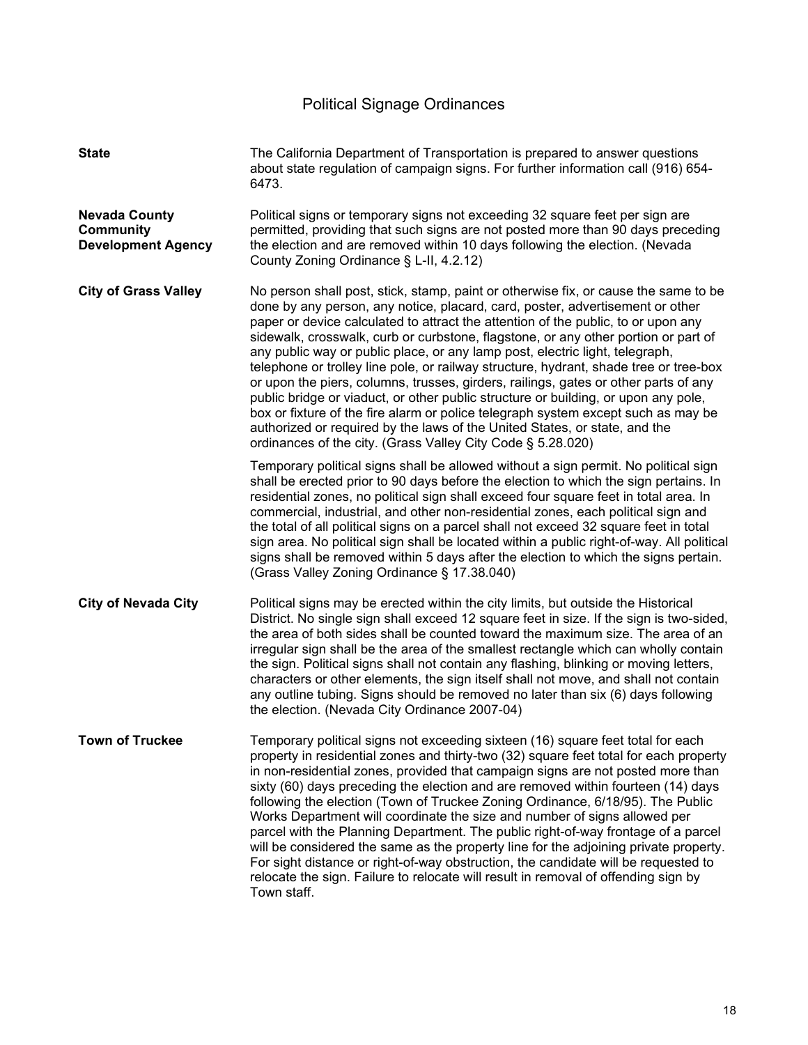# Political Signage Ordinances

**State**

The California Department of Transportation is prepared to answer questions about state regulation of campaign signs. For further information call (916) 654-6473.

**Nevada County Community Development Agency**

Political signs or temporary signs not exceeding 32 square feet per sign are permitted, providing that such signs are not posted more than 90 days preceding the election and are removed within 10 days following the election. (Nevada County Zoning Ordinance § L-II, 4.2.12)

**City of Grass Valley**

No person shall post, stick, stamp, paint or otherwise fix, or cause the same to be done by any person, any notice, placard, card, poster, advertisement or other paper or device calculated to attract the attention of the public, to or upon any sidewalk, crosswalk, curb or curbstone, flagstone, or any other portion or part of any public way or public place, or any lamp post, electric light, telegraph, telephone or trolley line pole, or railway structure, hydrant, shade tree or tree-box or upon the piers, columns, trusses, girders, railings, gates or other parts of any public bridge or viaduct, or other public structure or building, or upon any pole, box or fixture of the fire alarm or police telegraph system except such as may be authorized or required by the laws of the United States, or state, and the ordinances of the city. (Grass Valley City Code § 5.28.020)

Temporary political signs shall be allowed without a sign permit. No political sign shall be erected prior to 90 days before the election to which the sign pertains. In residential zones, no political sign shall exceed four square feet in total area. In commercial, industrial, and other non-residential zones, each political sign and the total of all political signs on a parcel shall not exceed 32 square feet in total sign area. No political sign shall be located within a public right-of-way. All political signs shall be removed within 5 days after the election to which the signs pertain. (Grass Valley Zoning Ordinance § 17.38.040)

**City of Nevada City**

Political signs may be erected within the city limits, but outside the Historical District. No single sign shall exceed 12 square feet in size. If the sign is two-sided, the area of both sides shall be counted toward the maximum size. The area of an irregular sign shall be the area of the smallest rectangle which can wholly contain the sign. Political signs shall not contain any flashing, blinking or moving letters, characters or other elements, the sign itself shall not move, and shall not contain any outline tubing. Signs should be removed no later than six (6) days following the election. (Nevada City Ordinance 2007-04)

**Town of Truckee**

Temporary political signs not exceeding sixteen (16) square feet total for each property in residential zones and thirty-two (32) square feet total for each property in non-residential zones, provided that campaign signs are not posted more than sixty (60) days preceding the election and are removed within fourteen (14) days following the election (Town of Truckee Zoning Ordinance, 6/18/95). The Public Works Department will coordinate the size and number of signs allowed per parcel with the Planning Department. The public right-of-way frontage of a parcel will be considered the same as the property line for the adjoining private property. For sight distance or right-of-way obstruction, the candidate will be requested to relocate the sign. Failure to relocate will result in removal of offending sign by Town staff.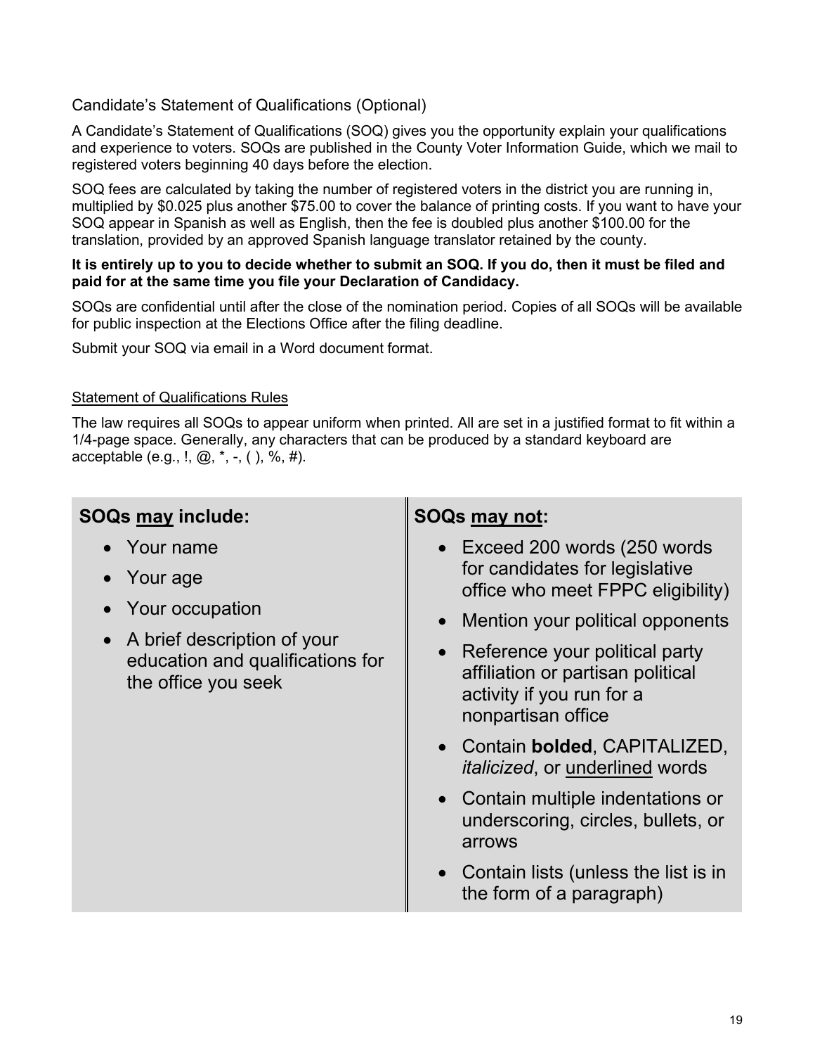## Candidate's Statement of Qualifications (Optional)

A Candidate's Statement of Qualifications (SOQ) gives you the opportunity explain your qualifications and experience to voters. SOQs are published in the County Voter Information Guide, which we mail to registered voters beginning 40 days before the election.

SOQ fees are calculated by taking the number of registered voters in the district you are running in, multiplied by $0.025 plus another $75.00 to cover the balance of printing costs. If you want to have your SOQ appear in Spanish as well as English, then the fee is doubled plus another $100.00 for the translation, provided by an approved Spanish language translator retained by the county.

**It is entirely up to you to decide whether to submit an SOQ. If you do, then it must be filed and paid for at the same time you file your Declaration of Candidacy.**

SOQs are confidential until after the close of the nomination period. Copies of all SOQs will be available for public inspection at the Elections Office after the filing deadline.

Submit your SOQ via email in a Word document format.

### Statement of Qualifications Rules

The law requires all SOQs to appear uniform when printed. All are set in a justified format to fit within a 1/4-page space. Generally, any characters that can be produced by a standard keyboard are acceptable (e.g., !, @, *, -, ( ), %, #).

| **SOQs may include:** | **SOQs may not:** |
|---|---|
| • Your name<br>• Your age<br>• Your occupation<br>• A brief description of your education and qualifications for the office you seek | • Exceed 200 words (250 words for candidates for legislative office who meet FPPC eligibility)<br>• Mention your political opponents<br>• Reference your political party affiliation or partisan political activity if you run for a nonpartisan office<br>• Contain **bolded**, CAPITALIZED, *italicized*, or underlined words<br>• Contain multiple indentations or underscoring, circles, bullets, or arrows<br>• Contain lists (unless the list is in the form of a paragraph) |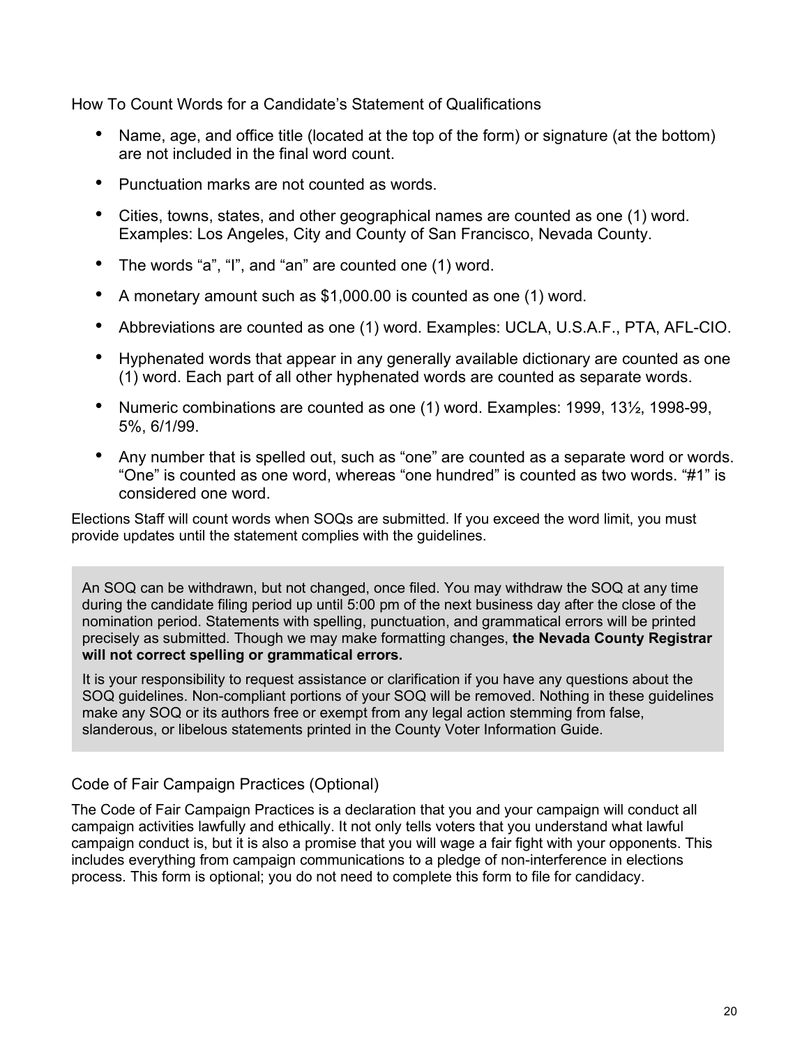## How To Count Words for a Candidate's Statement of Qualifications

- Name, age, and office title (located at the top of the form) or signature (at the bottom) are not included in the final word count.
- Punctuation marks are not counted as words.
- Cities, towns, states, and other geographical names are counted as one (1) word. Examples: Los Angeles, City and County of San Francisco, Nevada County.
- The words "a", "I", and "an" are counted one (1) word.
- A monetary amount such as $1,000.00 is counted as one (1) word.
- Abbreviations are counted as one (1) word. Examples: UCLA, U.S.A.F., PTA, AFL-CIO.
- Hyphenated words that appear in any generally available dictionary are counted as one (1) word. Each part of all other hyphenated words are counted as separate words.
- Numeric combinations are counted as one (1) word. Examples: 1999, 13½, 1998-99, 5%, 6/1/99.
- Any number that is spelled out, such as "one" are counted as a separate word or words. "One" is counted as one word, whereas "one hundred" is counted as two words. "#1" is considered one word.

Elections Staff will count words when SOQs are submitted. If you exceed the word limit, you must provide updates until the statement complies with the guidelines.

An SOQ can be withdrawn, but not changed, once filed. You may withdraw the SOQ at any time during the candidate filing period up until 5:00 pm of the next business day after the close of the nomination period. Statements with spelling, punctuation, and grammatical errors will be printed precisely as submitted. Though we may make formatting changes, **the Nevada County Registrar will not correct spelling or grammatical errors.**

It is your responsibility to request assistance or clarification if you have any questions about the SOQ guidelines. Non-compliant portions of your SOQ will be removed. Nothing in these guidelines make any SOQ or its authors free or exempt from any legal action stemming from false, slanderous, or libelous statements printed in the County Voter Information Guide.

## Code of Fair Campaign Practices (Optional)

The Code of Fair Campaign Practices is a declaration that you and your campaign will conduct all campaign activities lawfully and ethically. It not only tells voters that you understand what lawful campaign conduct is, but it is also a promise that you will wage a fair fight with your opponents. This includes everything from campaign communications to a pledge of non-interference in elections process. This form is optional; you do not need to complete this form to file for candidacy.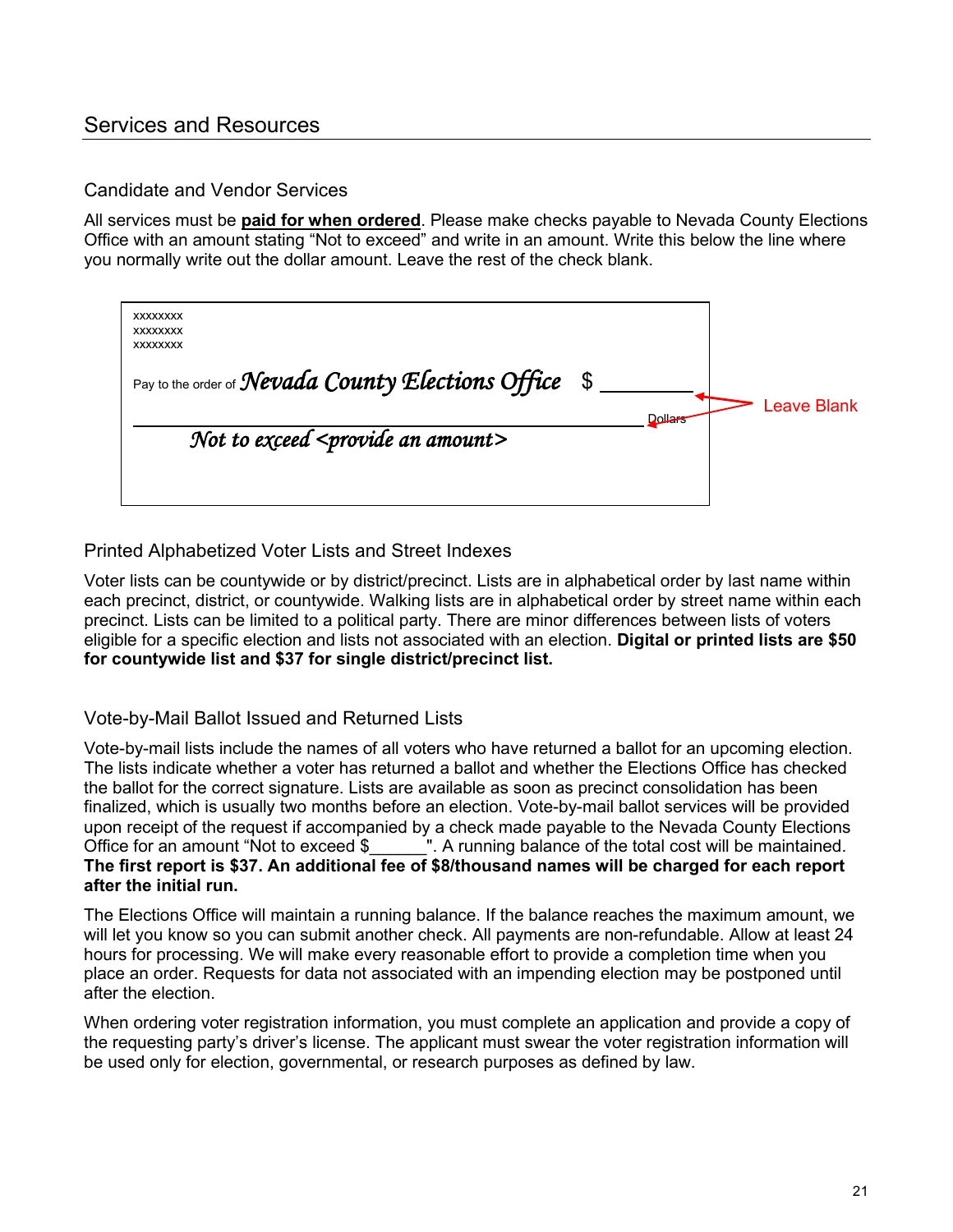## Services and Resources

### Candidate and Vendor Services

All services must be **paid for when ordered**. Please make checks payable to Nevada County Elections Office with an amount stating "Not to exceed" and write in an amount. Write this below the line where you normally write out the dollar amount. Leave the rest of the check blank.

```
xxxxxxxx
xxxxxxxx
xxxxxxxx

Pay to the order of  Nevada County Elections Office   $ ________   <-- Leave Blank

_______________________________________________________ Dollars    <-- Leave Blank
        Not to exceed <provide an amount>
```

### Printed Alphabetized Voter Lists and Street Indexes

Voter lists can be countywide or by district/precinct. Lists are in alphabetical order by last name within each precinct, district, or countywide. Walking lists are in alphabetical order by street name within each precinct. Lists can be limited to a political party. There are minor differences between lists of voters eligible for a specific election and lists not associated with an election. **Digital or printed lists are $50 for countywide list and $37 for single district/precinct list.**

### Vote-by-Mail Ballot Issued and Returned Lists

Vote-by-mail lists include the names of all voters who have returned a ballot for an upcoming election. The lists indicate whether a voter has returned a ballot and whether the Elections Office has checked the ballot for the correct signature. Lists are available as soon as precinct consolidation has been finalized, which is usually two months before an election. Vote-by-mail ballot services will be provided upon receipt of the request if accompanied by a check made payable to the Nevada County Elections Office for an amount "Not to exceed $______". A running balance of the total cost will be maintained. **The first report is $37. An additional fee of $8/thousand names will be charged for each report after the initial run.**

The Elections Office will maintain a running balance. If the balance reaches the maximum amount, we will let you know so you can submit another check. All payments are non-refundable. Allow at least 24 hours for processing. We will make every reasonable effort to provide a completion time when you place an order. Requests for data not associated with an impending election may be postponed until after the election.

When ordering voter registration information, you must complete an application and provide a copy of the requesting party's driver's license. The applicant must swear the voter registration information will be used only for election, governmental, or research purposes as defined by law.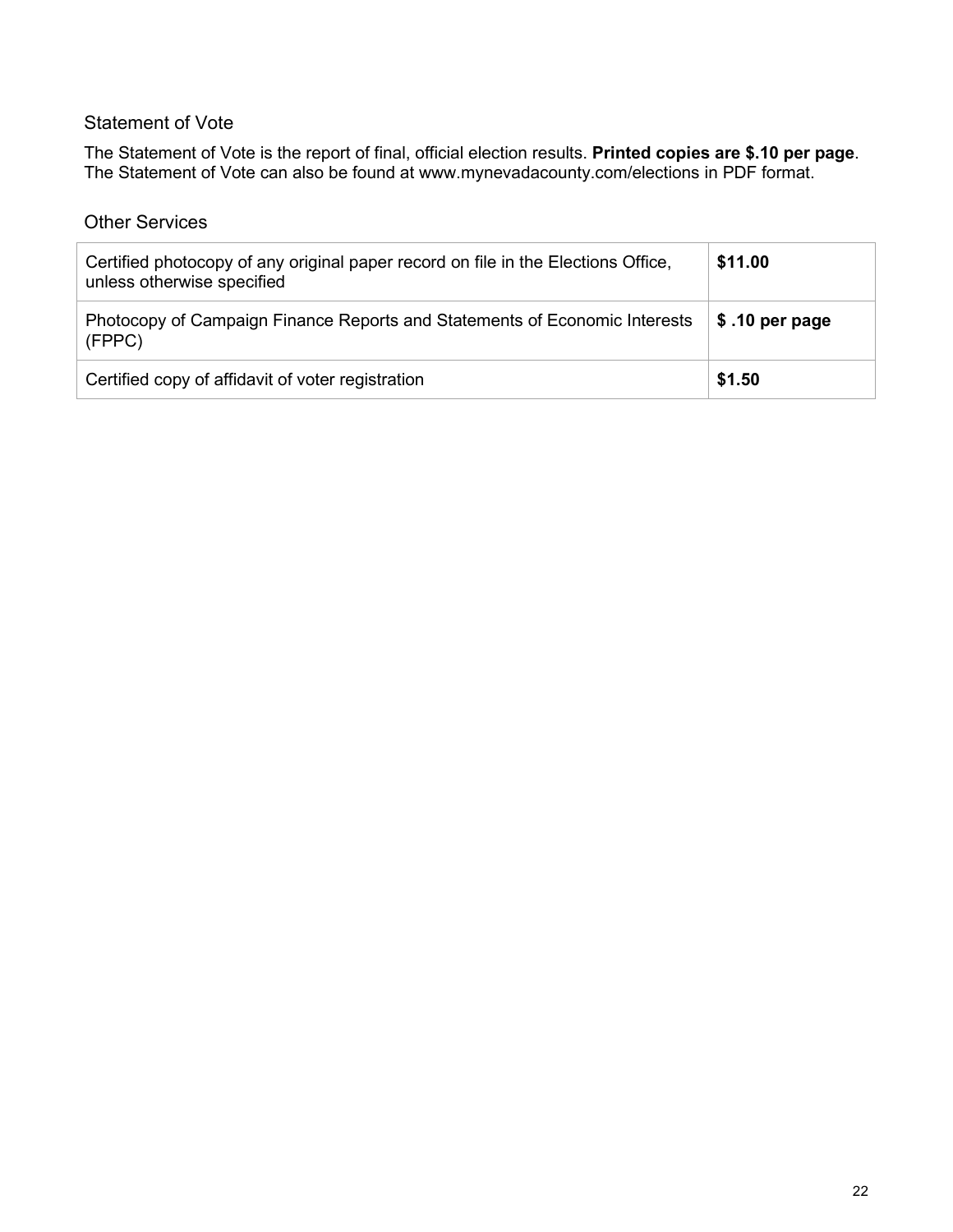## Statement of Vote

The Statement of Vote is the report of final, official election results. **Printed copies are $.10 per page**. The Statement of Vote can also be found at www.mynevadacounty.com/elections in PDF format.

## Other Services

| Service | Fee |
| --- | --- |
| Certified photocopy of any original paper record on file in the Elections Office, unless otherwise specified | **$11.00** |
| Photocopy of Campaign Finance Reports and Statements of Economic Interests (FPPC) | **$ .10 per page** |
| Certified copy of affidavit of voter registration | **$1.50** |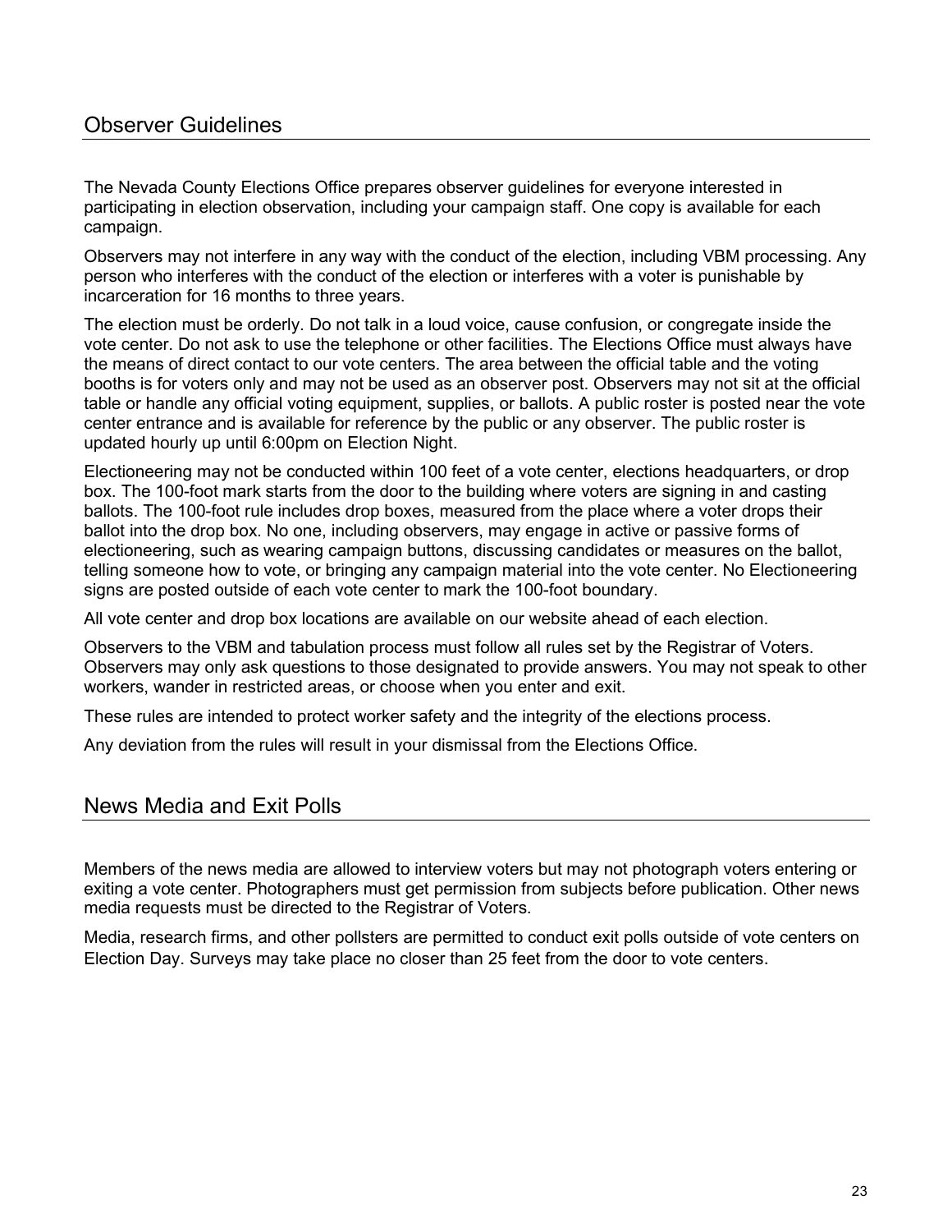## Observer Guidelines

The Nevada County Elections Office prepares observer guidelines for everyone interested in participating in election observation, including your campaign staff. One copy is available for each campaign.

Observers may not interfere in any way with the conduct of the election, including VBM processing. Any person who interferes with the conduct of the election or interferes with a voter is punishable by incarceration for 16 months to three years.

The election must be orderly. Do not talk in a loud voice, cause confusion, or congregate inside the vote center. Do not ask to use the telephone or other facilities. The Elections Office must always have the means of direct contact to our vote centers. The area between the official table and the voting booths is for voters only and may not be used as an observer post. Observers may not sit at the official table or handle any official voting equipment, supplies, or ballots. A public roster is posted near the vote center entrance and is available for reference by the public or any observer. The public roster is updated hourly up until 6:00pm on Election Night.

Electioneering may not be conducted within 100 feet of a vote center, elections headquarters, or drop box. The 100-foot mark starts from the door to the building where voters are signing in and casting ballots. The 100-foot rule includes drop boxes, measured from the place where a voter drops their ballot into the drop box. No one, including observers, may engage in active or passive forms of electioneering, such as wearing campaign buttons, discussing candidates or measures on the ballot, telling someone how to vote, or bringing any campaign material into the vote center. No Electioneering signs are posted outside of each vote center to mark the 100-foot boundary.

All vote center and drop box locations are available on our website ahead of each election.

Observers to the VBM and tabulation process must follow all rules set by the Registrar of Voters. Observers may only ask questions to those designated to provide answers. You may not speak to other workers, wander in restricted areas, or choose when you enter and exit.

These rules are intended to protect worker safety and the integrity of the elections process.

Any deviation from the rules will result in your dismissal from the Elections Office.

## News Media and Exit Polls

Members of the news media are allowed to interview voters but may not photograph voters entering or exiting a vote center. Photographers must get permission from subjects before publication. Other news media requests must be directed to the Registrar of Voters.

Media, research firms, and other pollsters are permitted to conduct exit polls outside of vote centers on Election Day. Surveys may take place no closer than 25 feet from the door to vote centers.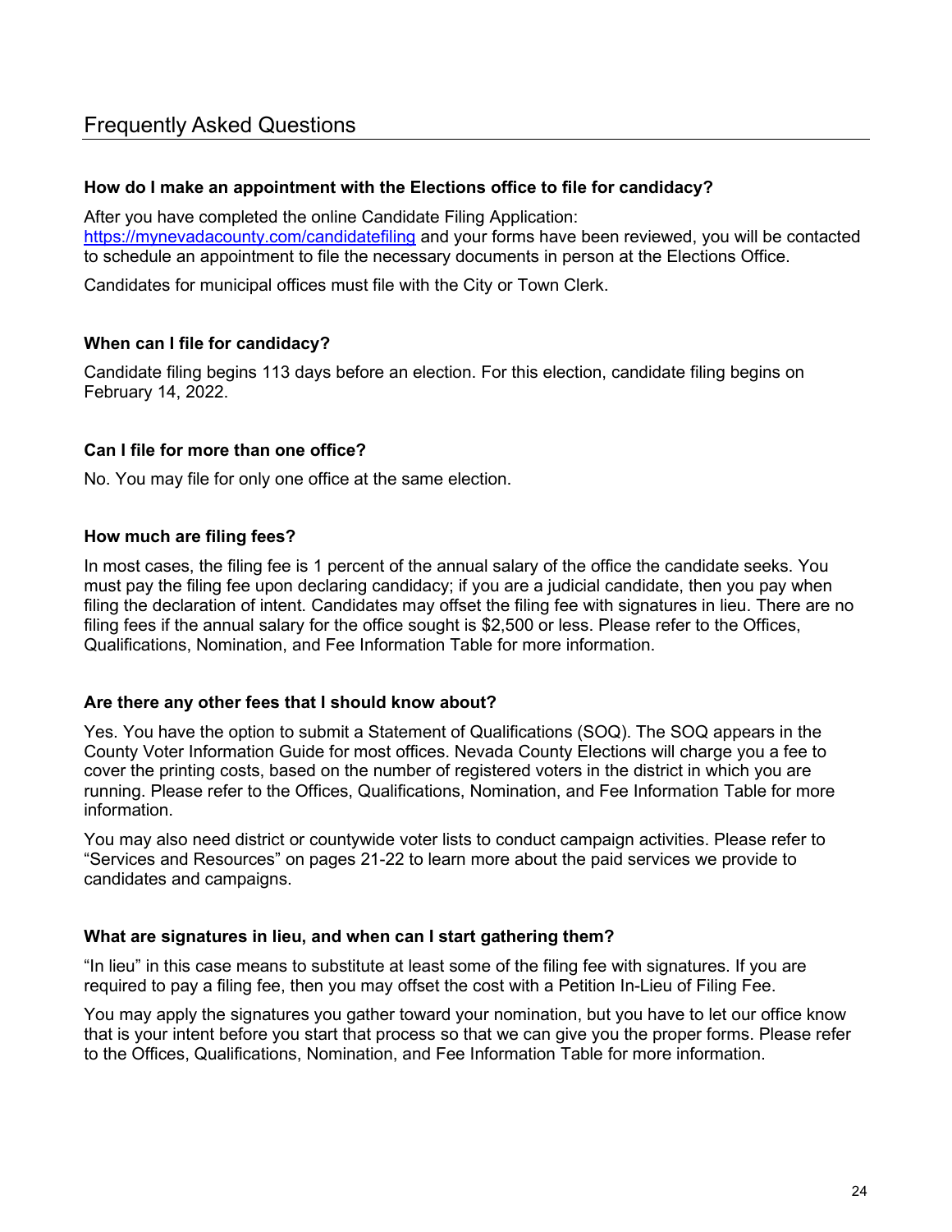## Frequently Asked Questions

**How do I make an appointment with the Elections office to file for candidacy?**

After you have completed the online Candidate Filing Application: https://mynevadacounty.com/candidatefiling and your forms have been reviewed, you will be contacted to schedule an appointment to file the necessary documents in person at the Elections Office.

Candidates for municipal offices must file with the City or Town Clerk.

**When can I file for candidacy?**

Candidate filing begins 113 days before an election. For this election, candidate filing begins on February 14, 2022.

**Can I file for more than one office?**

No. You may file for only one office at the same election.

**How much are filing fees?**

In most cases, the filing fee is 1 percent of the annual salary of the office the candidate seeks. You must pay the filing fee upon declaring candidacy; if you are a judicial candidate, then you pay when filing the declaration of intent. Candidates may offset the filing fee with signatures in lieu. There are no filing fees if the annual salary for the office sought is $2,500 or less. Please refer to the Offices, Qualifications, Nomination, and Fee Information Table for more information.

**Are there any other fees that I should know about?**

Yes. You have the option to submit a Statement of Qualifications (SOQ). The SOQ appears in the County Voter Information Guide for most offices. Nevada County Elections will charge you a fee to cover the printing costs, based on the number of registered voters in the district in which you are running. Please refer to the Offices, Qualifications, Nomination, and Fee Information Table for more information.

You may also need district or countywide voter lists to conduct campaign activities. Please refer to "Services and Resources" on pages 21-22 to learn more about the paid services we provide to candidates and campaigns.

**What are signatures in lieu, and when can I start gathering them?**

"In lieu" in this case means to substitute at least some of the filing fee with signatures. If you are required to pay a filing fee, then you may offset the cost with a Petition In-Lieu of Filing Fee.

You may apply the signatures you gather toward your nomination, but you have to let our office know that is your intent before you start that process so that we can give you the proper forms. Please refer to the Offices, Qualifications, Nomination, and Fee Information Table for more information.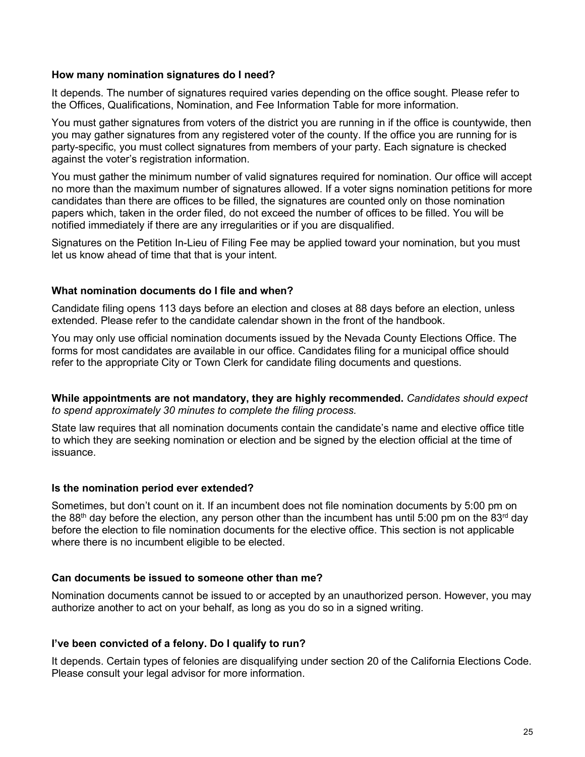### How many nomination signatures do I need?

It depends. The number of signatures required varies depending on the office sought. Please refer to the Offices, Qualifications, Nomination, and Fee Information Table for more information.

You must gather signatures from voters of the district you are running in if the office is countywide, then you may gather signatures from any registered voter of the county. If the office you are running for is party-specific, you must collect signatures from members of your party. Each signature is checked against the voter's registration information.

You must gather the minimum number of valid signatures required for nomination. Our office will accept no more than the maximum number of signatures allowed. If a voter signs nomination petitions for more candidates than there are offices to be filled, the signatures are counted only on those nomination papers which, taken in the order filed, do not exceed the number of offices to be filled. You will be notified immediately if there are any irregularities or if you are disqualified.

Signatures on the Petition In-Lieu of Filing Fee may be applied toward your nomination, but you must let us know ahead of time that that is your intent.

### What nomination documents do I file and when?

Candidate filing opens 113 days before an election and closes at 88 days before an election, unless extended. Please refer to the candidate calendar shown in the front of the handbook.

You may only use official nomination documents issued by the Nevada County Elections Office. The forms for most candidates are available in our office. Candidates filing for a municipal office should refer to the appropriate City or Town Clerk for candidate filing documents and questions.

**While appointments are not mandatory, they are highly recommended.** *Candidates should expect to spend approximately 30 minutes to complete the filing process.*

State law requires that all nomination documents contain the candidate's name and elective office title to which they are seeking nomination or election and be signed by the election official at the time of issuance.

### Is the nomination period ever extended?

Sometimes, but don't count on it. If an incumbent does not file nomination documents by 5:00 pm on the 88th day before the election, any person other than the incumbent has until 5:00 pm on the 83rd day before the election to file nomination documents for the elective office. This section is not applicable where there is no incumbent eligible to be elected.

### Can documents be issued to someone other than me?

Nomination documents cannot be issued to or accepted by an unauthorized person. However, you may authorize another to act on your behalf, as long as you do so in a signed writing.

### I've been convicted of a felony. Do I qualify to run?

It depends. Certain types of felonies are disqualifying under section 20 of the California Elections Code. Please consult your legal advisor for more information.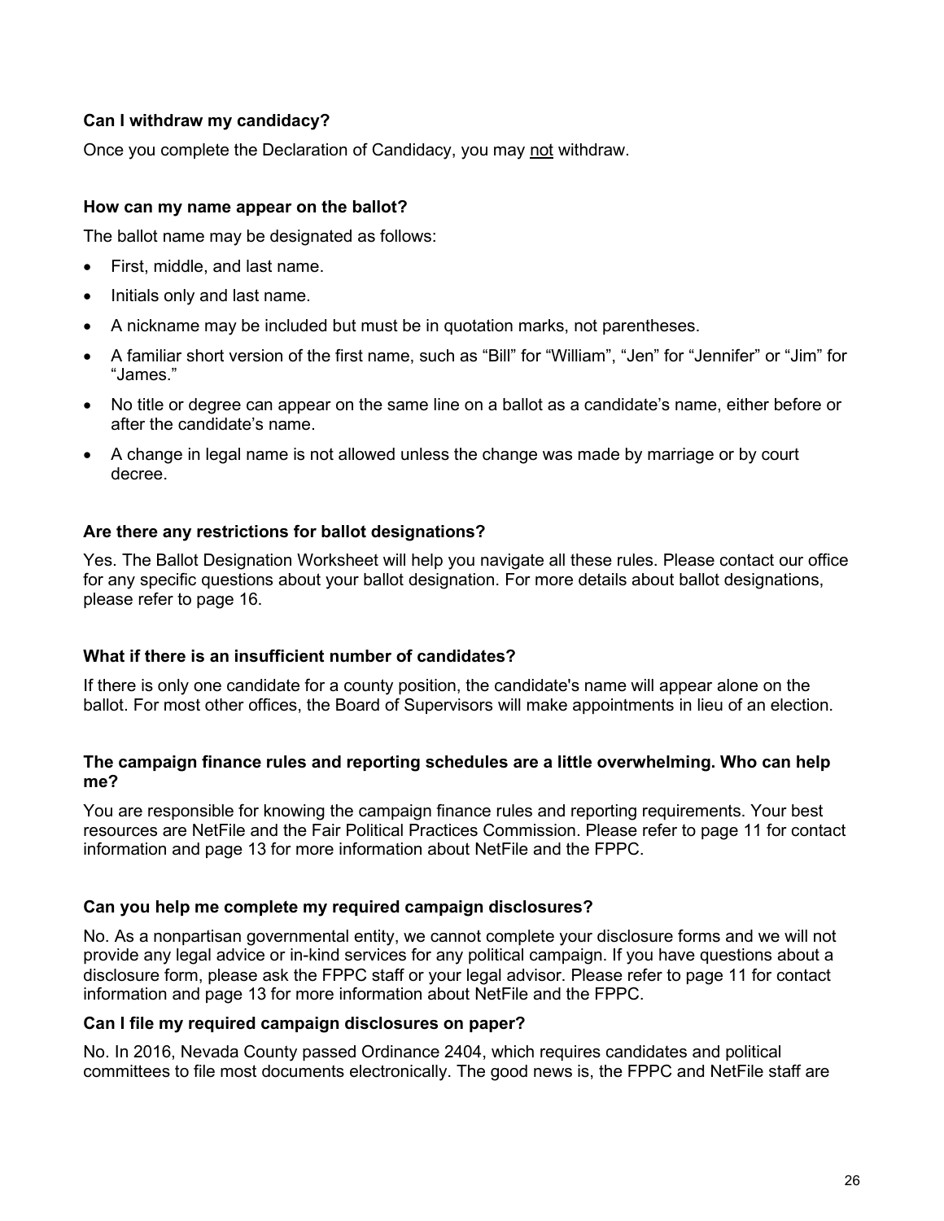**Can I withdraw my candidacy?**

Once you complete the Declaration of Candidacy, you may not withdraw.

**How can my name appear on the ballot?**

The ballot name may be designated as follows:

- First, middle, and last name.
- Initials only and last name.
- A nickname may be included but must be in quotation marks, not parentheses.
- A familiar short version of the first name, such as “Bill” for “William”, “Jen” for “Jennifer” or “Jim” for “James.”
- No title or degree can appear on the same line on a ballot as a candidate’s name, either before or after the candidate’s name.
- A change in legal name is not allowed unless the change was made by marriage or by court decree.

**Are there any restrictions for ballot designations?**

Yes. The Ballot Designation Worksheet will help you navigate all these rules. Please contact our office for any specific questions about your ballot designation. For more details about ballot designations, please refer to page 16.

**What if there is an insufficient number of candidates?**

If there is only one candidate for a county position, the candidate's name will appear alone on the ballot. For most other offices, the Board of Supervisors will make appointments in lieu of an election.

**The campaign finance rules and reporting schedules are a little overwhelming. Who can help me?**

You are responsible for knowing the campaign finance rules and reporting requirements. Your best resources are NetFile and the Fair Political Practices Commission. Please refer to page 11 for contact information and page 13 for more information about NetFile and the FPPC.

**Can you help me complete my required campaign disclosures?**

No. As a nonpartisan governmental entity, we cannot complete your disclosure forms and we will not provide any legal advice or in-kind services for any political campaign. If you have questions about a disclosure form, please ask the FPPC staff or your legal advisor. Please refer to page 11 for contact information and page 13 for more information about NetFile and the FPPC.

**Can I file my required campaign disclosures on paper?**

No. In 2016, Nevada County passed Ordinance 2404, which requires candidates and political committees to file most documents electronically. The good news is, the FPPC and NetFile staff are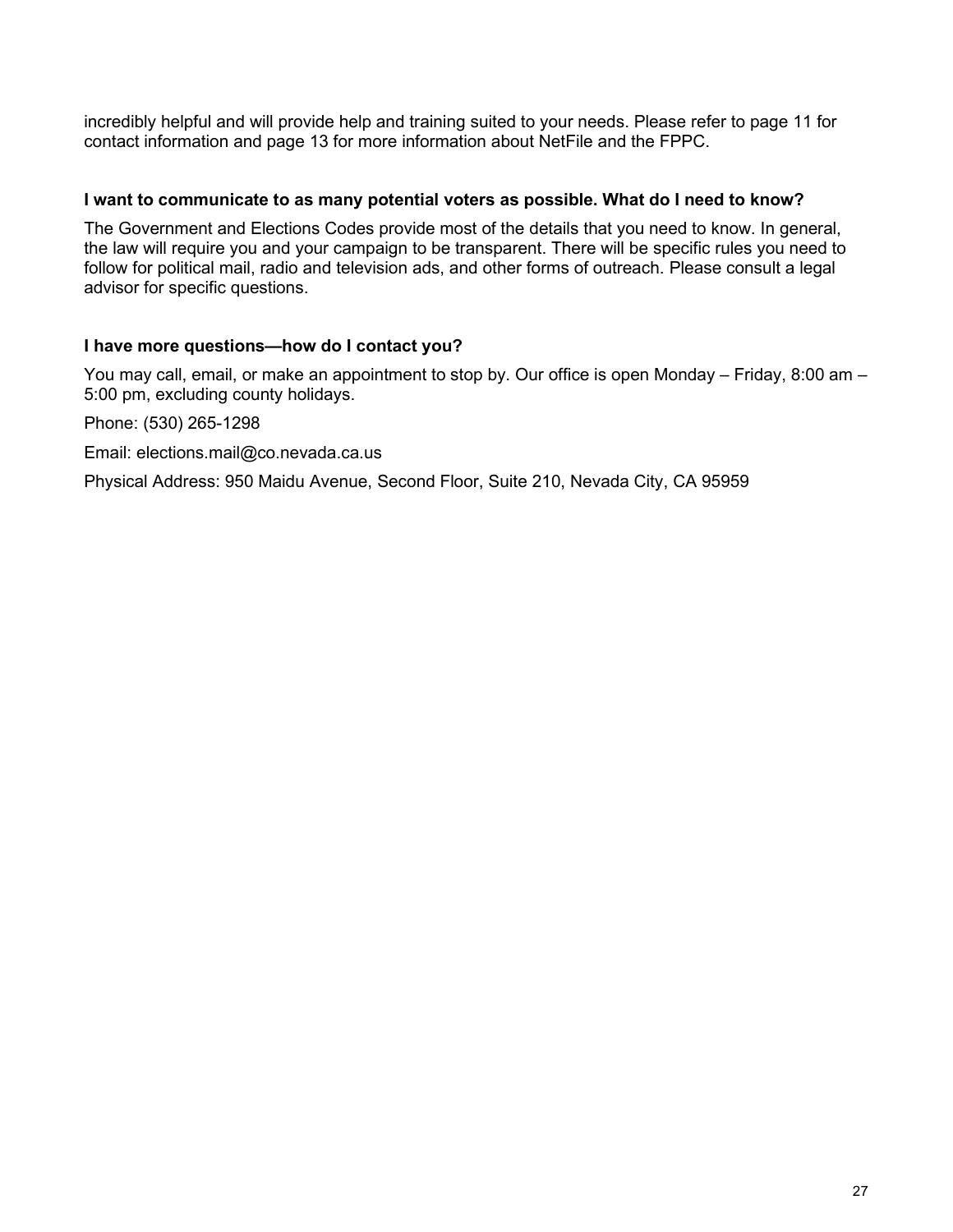incredibly helpful and will provide help and training suited to your needs. Please refer to page 11 for contact information and page 13 for more information about NetFile and the FPPC.

**I want to communicate to as many potential voters as possible. What do I need to know?**

The Government and Elections Codes provide most of the details that you need to know. In general, the law will require you and your campaign to be transparent. There will be specific rules you need to follow for political mail, radio and television ads, and other forms of outreach. Please consult a legal advisor for specific questions.

**I have more questions—how do I contact you?**

You may call, email, or make an appointment to stop by. Our office is open Monday – Friday, 8:00 am – 5:00 pm, excluding county holidays.

Phone: (530) 265-1298

Email: elections.mail@co.nevada.ca.us

Physical Address: 950 Maidu Avenue, Second Floor, Suite 210, Nevada City, CA 95959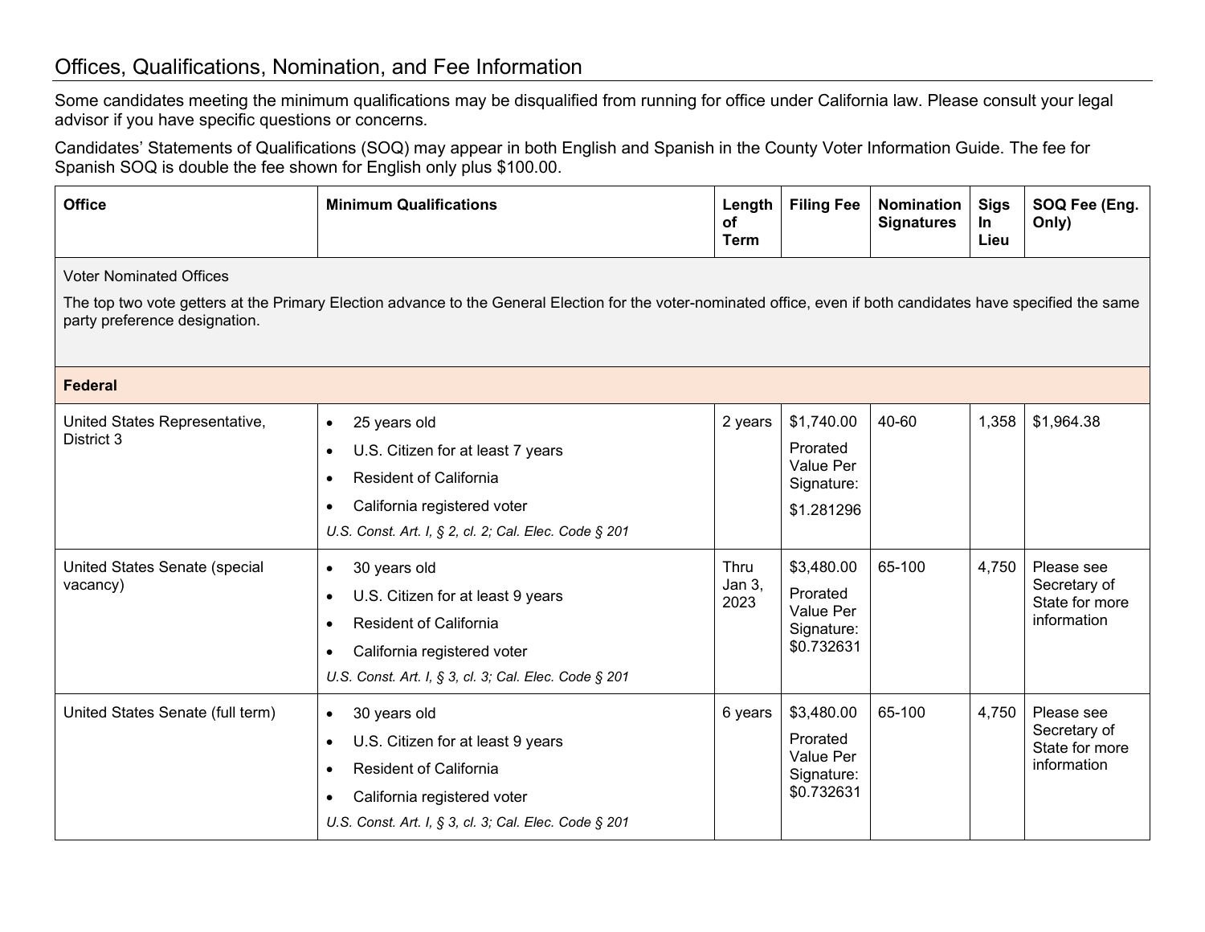## Offices, Qualifications, Nomination, and Fee Information

Some candidates meeting the minimum qualifications may be disqualified from running for office under California law. Please consult your legal advisor if you have specific questions or concerns.

Candidates' Statements of Qualifications (SOQ) may appear in both English and Spanish in the County Voter Information Guide. The fee for Spanish SOQ is double the fee shown for English only plus $100.00.

| Office | Minimum Qualifications | Length of Term | Filing Fee | Nomination Signatures | Sigs In Lieu | SOQ Fee (Eng. Only) |
|---|---|---|---|---|---|---|
| Voter Nominated Offices<br>The top two vote getters at the Primary Election advance to the General Election for the voter-nominated office, even if both candidates have specified the same party preference designation. | | | | | | |
| **Federal** | | | | | | |
| United States Representative, District 3 | • 25 years old<br>• U.S. Citizen for at least 7 years<br>• Resident of California<br>• California registered voter<br>*U.S. Const. Art. I, § 2, cl. 2; Cal. Elec. Code § 201* | 2 years | $1,740.00<br>Prorated Value Per Signature:<br>$1.281296 | 40-60 | 1,358 | $1,964.38 |
| United States Senate (special vacancy) | • 30 years old<br>• U.S. Citizen for at least 9 years<br>• Resident of California<br>• California registered voter<br>*U.S. Const. Art. I, § 3, cl. 3; Cal. Elec. Code § 201* | Thru Jan 3, 2023 | $3,480.00<br>Prorated Value Per Signature:<br>$0.732631 | 65-100 | 4,750 | Please see Secretary of State for more information |
| United States Senate (full term) | • 30 years old<br>• U.S. Citizen for at least 9 years<br>• Resident of California<br>• California registered voter<br>*U.S. Const. Art. I, § 3, cl. 3; Cal. Elec. Code § 201* | 6 years | $3,480.00<br>Prorated Value Per Signature:<br>$0.732631 | 65-100 | 4,750 | Please see Secretary of State for more information |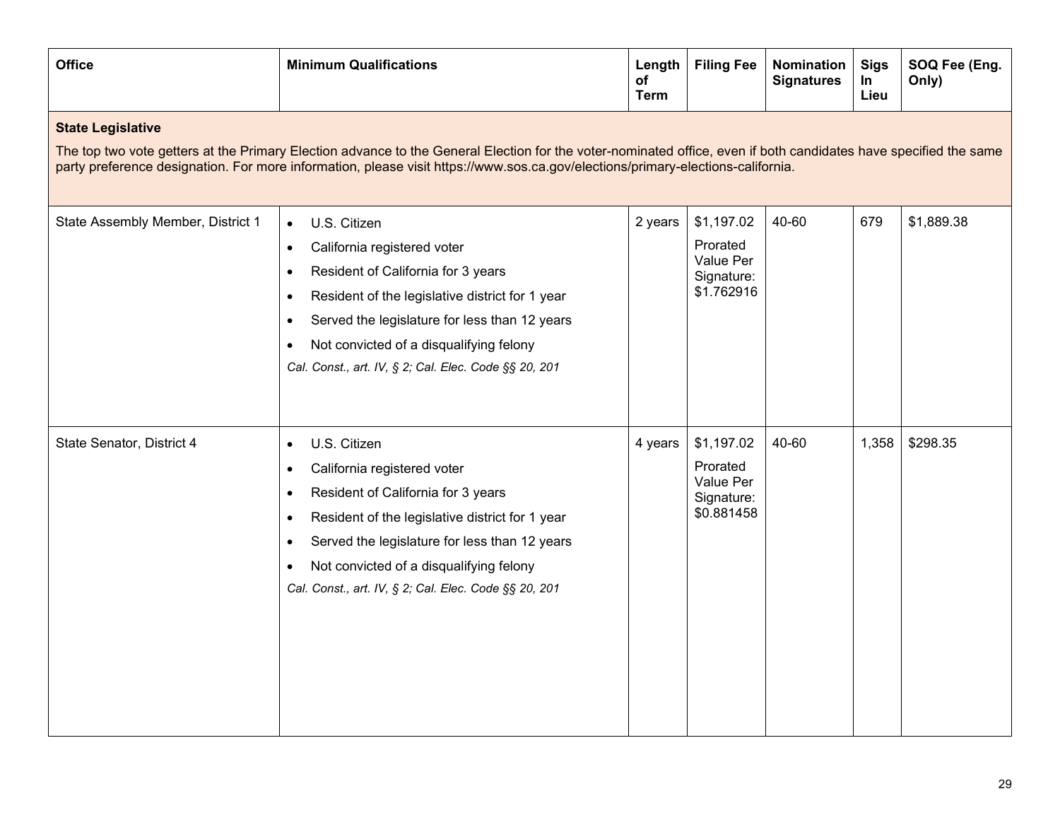| Office | Minimum Qualifications | Length of Term | Filing Fee | Nomination Signatures | Sigs In Lieu | SOQ Fee (Eng. Only) |
|---|---|---|---|---|---|---|
| **State Legislative** The top two vote getters at the Primary Election advance to the General Election for the voter-nominated office, even if both candidates have specified the same party preference designation. For more information, please visit https://www.sos.ca.gov/elections/primary-elections-california. | | | | | | |
| State Assembly Member, District 1 | • U.S. Citizen<br>• California registered voter<br>• Resident of California for 3 years<br>• Resident of the legislative district for 1 year<br>• Served the legislature for less than 12 years<br>• Not convicted of a disqualifying felony<br>*Cal. Const., art. IV, § 2; Cal. Elec. Code §§ 20, 201* | 2 years | $1,197.02<br>Prorated Value Per Signature: $1.762916 | 40-60 | 679 | $1,889.38 |
| State Senator, District 4 | • U.S. Citizen<br>• California registered voter<br>• Resident of California for 3 years<br>• Resident of the legislative district for 1 year<br>• Served the legislature for less than 12 years<br>• Not convicted of a disqualifying felony<br>*Cal. Const., art. IV, § 2; Cal. Elec. Code §§ 20, 201* | 4 years | $1,197.02<br>Prorated Value Per Signature: $0.881458 | 40-60 | 1,358 | $298.35 |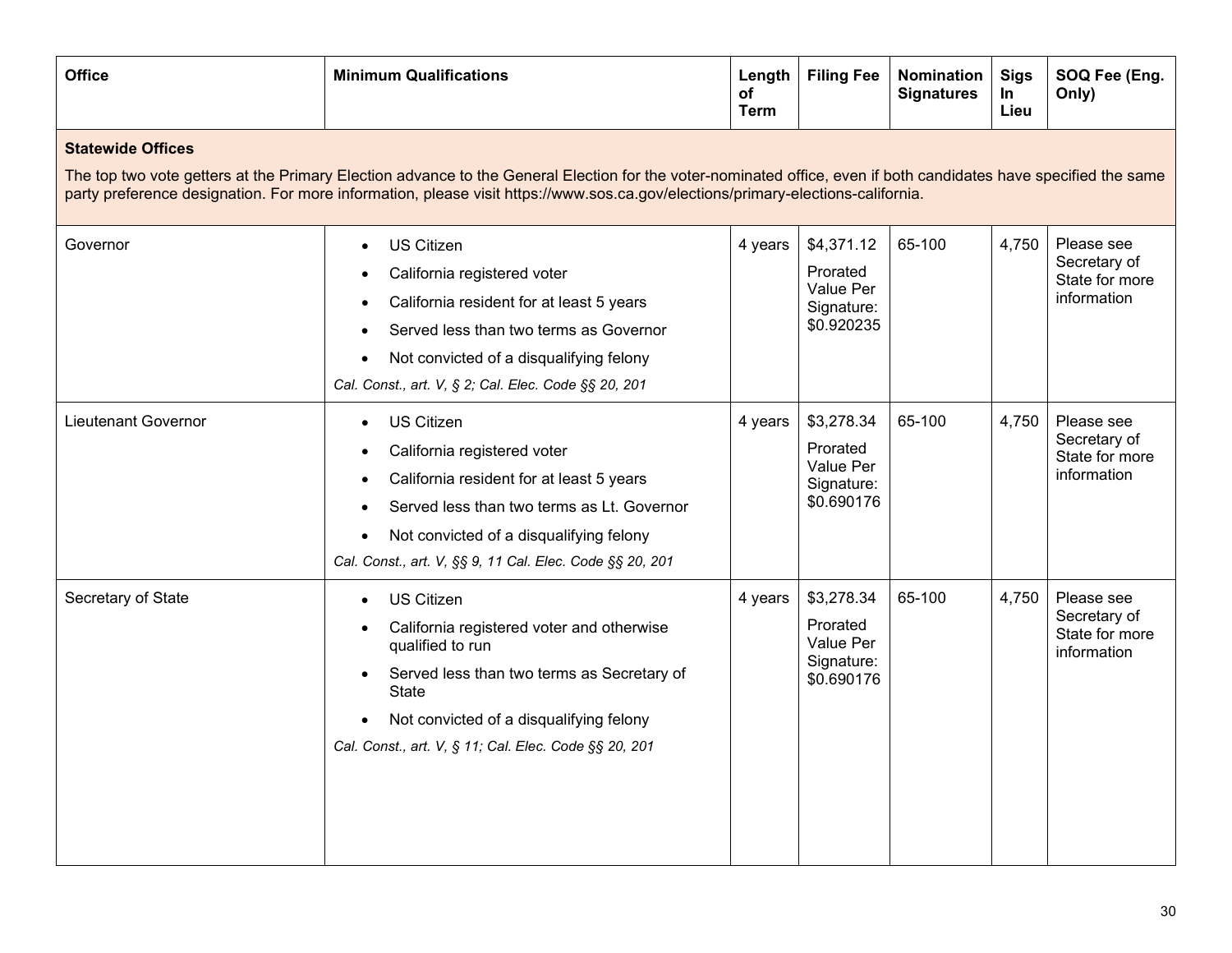| Office | Minimum Qualifications | Length of Term | Filing Fee | Nomination Signatures | Sigs In Lieu | SOQ Fee (Eng. Only) |
|---|---|---|---|---|---|---|
| **Statewide Offices**<br><br>The top two vote getters at the Primary Election advance to the General Election for the voter-nominated office, even if both candidates have specified the same party preference designation. For more information, please visit https://www.sos.ca.gov/elections/primary-elections-california. | | | | | | |
| Governor | • US Citizen<br>• California registered voter<br>• California resident for at least 5 years<br>• Served less than two terms as Governor<br>• Not convicted of a disqualifying felony<br>*Cal. Const., art. V, § 2; Cal. Elec. Code §§ 20, 201* | 4 years | $4,371.12<br>Prorated Value Per Signature: $0.920235 | 65-100 | 4,750 | Please see Secretary of State for more information |
| Lieutenant Governor | • US Citizen<br>• California registered voter<br>• California resident for at least 5 years<br>• Served less than two terms as Lt. Governor<br>• Not convicted of a disqualifying felony<br>*Cal. Const., art. V, §§ 9, 11 Cal. Elec. Code §§ 20, 201* | 4 years | $3,278.34<br>Prorated Value Per Signature: $0.690176 | 65-100 | 4,750 | Please see Secretary of State for more information |
| Secretary of State | • US Citizen<br>• California registered voter and otherwise qualified to run<br>• Served less than two terms as Secretary of State<br>• Not convicted of a disqualifying felony<br>*Cal. Const., art. V, § 11; Cal. Elec. Code §§ 20, 201* | 4 years | $3,278.34<br>Prorated Value Per Signature: $0.690176 | 65-100 | 4,750 | Please see Secretary of State for more information |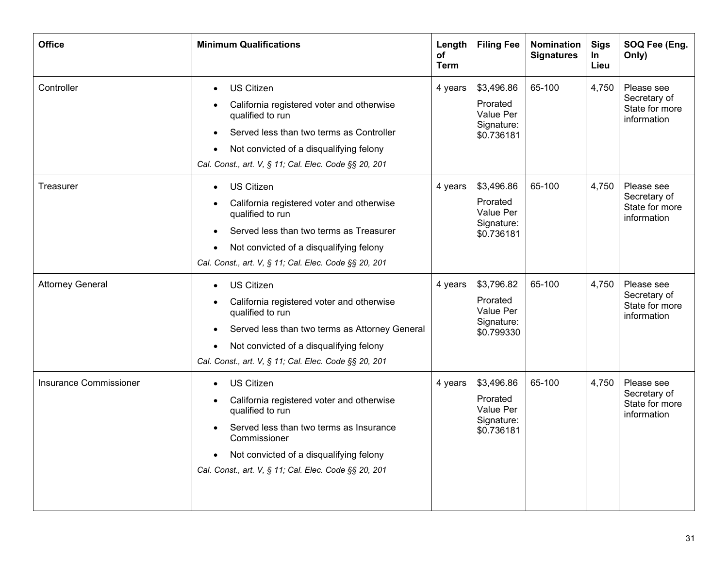| Office | Minimum Qualifications | Length of Term | Filing Fee | Nomination Signatures | Sigs In Lieu | SOQ Fee (Eng. Only) |
| --- | --- | --- | --- | --- | --- | --- |
| Controller | • US Citizen<br>• California registered voter and otherwise qualified to run<br>• Served less than two terms as Controller<br>• Not convicted of a disqualifying felony<br>*Cal. Const., art. V, § 11; Cal. Elec. Code §§ 20, 201* | 4 years | $3,496.86<br>Prorated Value Per Signature: $0.736181 | 65-100 | 4,750 | Please see Secretary of State for more information |
| Treasurer | • US Citizen<br>• California registered voter and otherwise qualified to run<br>• Served less than two terms as Treasurer<br>• Not convicted of a disqualifying felony<br>*Cal. Const., art. V, § 11; Cal. Elec. Code §§ 20, 201* | 4 years | $3,496.86<br>Prorated Value Per Signature: $0.736181 | 65-100 | 4,750 | Please see Secretary of State for more information |
| Attorney General | • US Citizen<br>• California registered voter and otherwise qualified to run<br>• Served less than two terms as Attorney General<br>• Not convicted of a disqualifying felony<br>*Cal. Const., art. V, § 11; Cal. Elec. Code §§ 20, 201* | 4 years | $3,796.82<br>Prorated Value Per Signature: $0.799330 | 65-100 | 4,750 | Please see Secretary of State for more information |
| Insurance Commissioner | • US Citizen<br>• California registered voter and otherwise qualified to run<br>• Served less than two terms as Insurance Commissioner<br>• Not convicted of a disqualifying felony<br>*Cal. Const., art. V, § 11; Cal. Elec. Code §§ 20, 201* | 4 years | $3,496.86<br>Prorated Value Per Signature: $0.736181 | 65-100 | 4,750 | Please see Secretary of State for more information |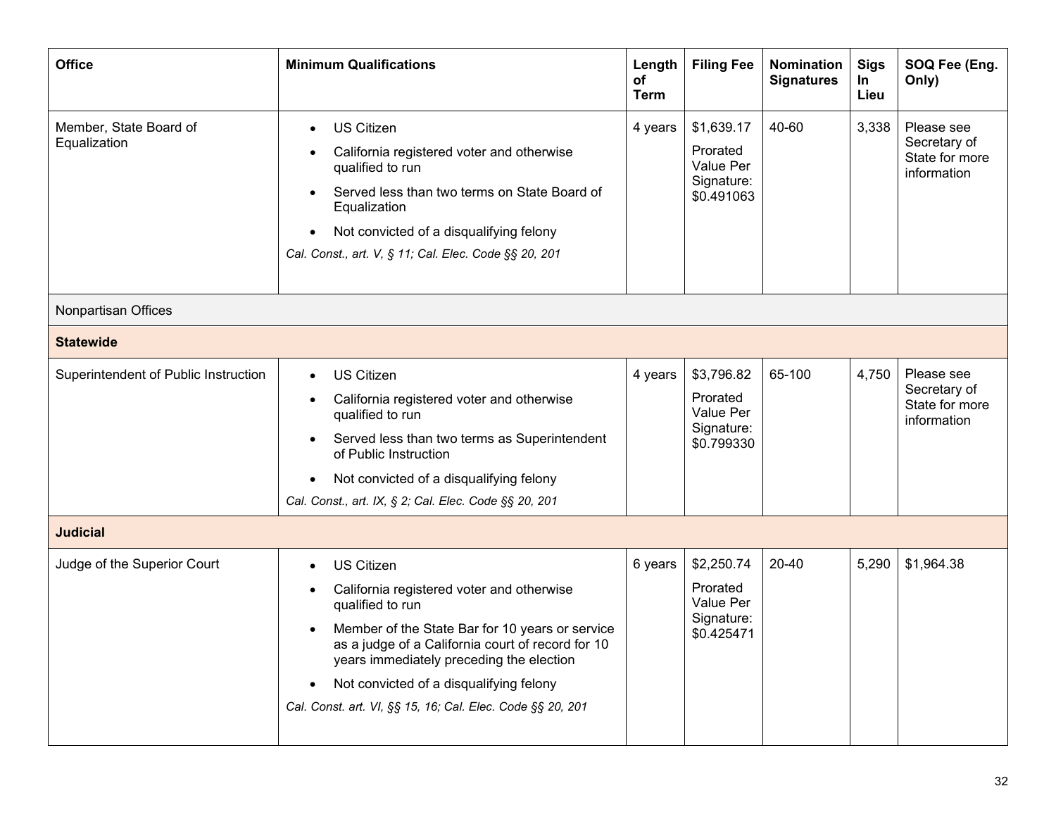| Office | Minimum Qualifications | Length of Term | Filing Fee | Nomination Signatures | Sigs In Lieu | SOQ Fee (Eng. Only) |
|---|---|---|---|---|---|---|
| Member, State Board of Equalization | • US Citizen<br>• California registered voter and otherwise qualified to run<br>• Served less than two terms on State Board of Equalization<br>• Not convicted of a disqualifying felony<br>*Cal. Const., art. V, § 11; Cal. Elec. Code §§ 20, 201* | 4 years | $1,639.17<br>Prorated Value Per Signature: $0.491063 | 40-60 | 3,338 | Please see Secretary of State for more information |
| Nonpartisan Offices | | | | | | |
| **Statewide** | | | | | | |
| Superintendent of Public Instruction | • US Citizen<br>• California registered voter and otherwise qualified to run<br>• Served less than two terms as Superintendent of Public Instruction<br>• Not convicted of a disqualifying felony<br>*Cal. Const., art. IX, § 2; Cal. Elec. Code §§ 20, 201* | 4 years | $3,796.82<br>Prorated Value Per Signature: $0.799330 | 65-100 | 4,750 | Please see Secretary of State for more information |
| **Judicial** | | | | | | |
| Judge of the Superior Court | • US Citizen<br>• California registered voter and otherwise qualified to run<br>• Member of the State Bar for 10 years or service as a judge of a California court of record for 10 years immediately preceding the election<br>• Not convicted of a disqualifying felony<br>*Cal. Const. art. VI, §§ 15, 16; Cal. Elec. Code §§ 20, 201* | 6 years | $2,250.74<br>Prorated Value Per Signature: $0.425471 | 20-40 | 5,290 | $1,964.38 |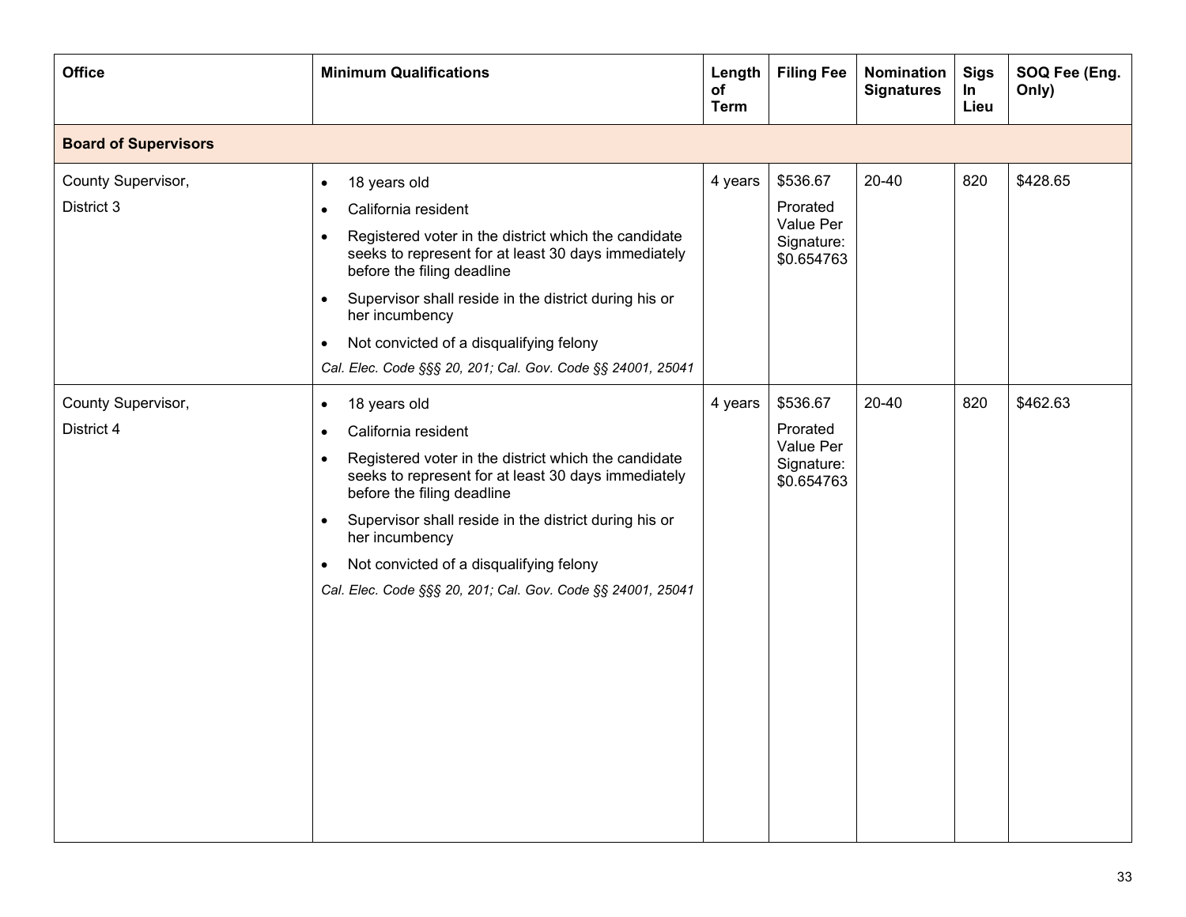| Office | Minimum Qualifications | Length of Term | Filing Fee | Nomination Signatures | Sigs In Lieu | SOQ Fee (Eng. Only) |
|---|---|---|---|---|---|---|
| **Board of Supervisors** | | | | | | |
| County Supervisor, District 3 | • 18 years old<br>• California resident<br>• Registered voter in the district which the candidate seeks to represent for at least 30 days immediately before the filing deadline<br>• Supervisor shall reside in the district during his or her incumbency<br>• Not convicted of a disqualifying felony<br>*Cal. Elec. Code §§§ 20, 201; Cal. Gov. Code §§ 24001, 25041* | 4 years | $536.67<br>Prorated Value Per Signature: $0.654763 | 20-40 | 820 | $428.65 |
| County Supervisor, District 4 | • 18 years old<br>• California resident<br>• Registered voter in the district which the candidate seeks to represent for at least 30 days immediately before the filing deadline<br>• Supervisor shall reside in the district during his or her incumbency<br>• Not convicted of a disqualifying felony<br>*Cal. Elec. Code §§§ 20, 201; Cal. Gov. Code §§ 24001, 25041* | 4 years | $536.67<br>Prorated Value Per Signature: $0.654763 | 20-40 | 820 | $462.63 |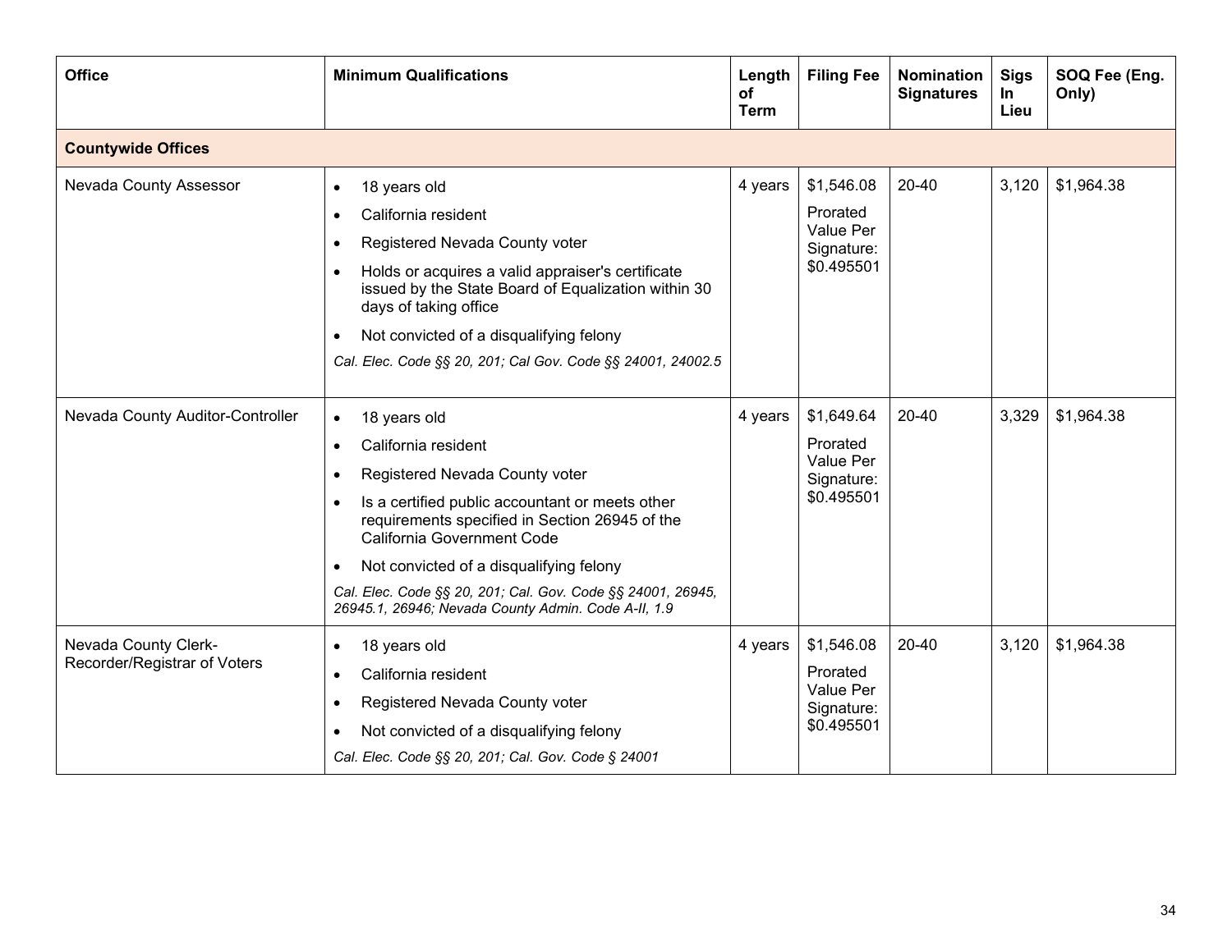| Office | Minimum Qualifications | Length of Term | Filing Fee | Nomination Signatures | Sigs In Lieu | SOQ Fee (Eng. Only) |
|---|---|---|---|---|---|---|
| **Countywide Offices** | | | | | | |
| Nevada County Assessor | • 18 years old<br>• California resident<br>• Registered Nevada County voter<br>• Holds or acquires a valid appraiser's certificate issued by the State Board of Equalization within 30 days of taking office<br>• Not convicted of a disqualifying felony<br>*Cal. Elec. Code §§ 20, 201; Cal Gov. Code §§ 24001, 24002.5* | 4 years | $1,546.08<br>Prorated Value Per Signature: $0.495501 | 20-40 | 3,120 | $1,964.38 |
| Nevada County Auditor-Controller | • 18 years old<br>• California resident<br>• Registered Nevada County voter<br>• Is a certified public accountant or meets other requirements specified in Section 26945 of the California Government Code<br>• Not convicted of a disqualifying felony<br>*Cal. Elec. Code §§ 20, 201; Cal. Gov. Code §§ 24001, 26945, 26945.1, 26946; Nevada County Admin. Code A-II, 1.9* | 4 years | $1,649.64<br>Prorated Value Per Signature: $0.495501 | 20-40 | 3,329 | $1,964.38 |
| Nevada County Clerk-Recorder/Registrar of Voters | • 18 years old<br>• California resident<br>• Registered Nevada County voter<br>• Not convicted of a disqualifying felony<br>*Cal. Elec. Code §§ 20, 201; Cal. Gov. Code § 24001* | 4 years | $1,546.08<br>Prorated Value Per Signature: $0.495501 | 20-40 | 3,120 | $1,964.38 |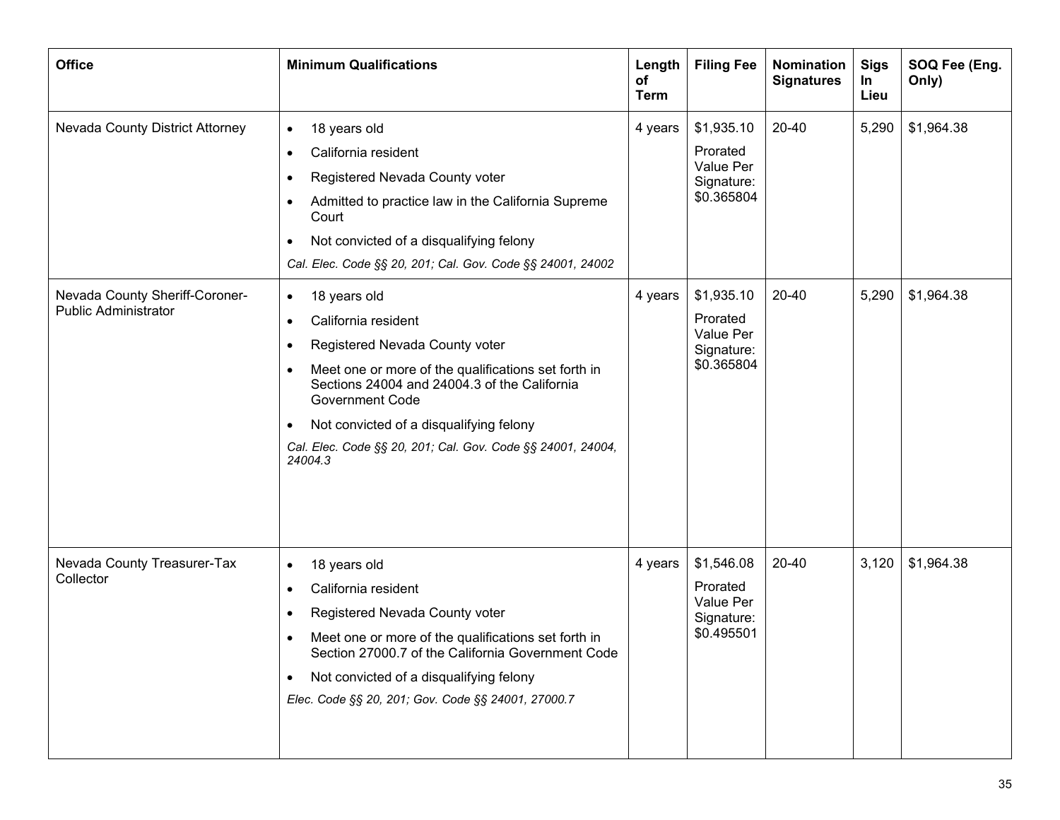| Office | Minimum Qualifications | Length of Term | Filing Fee | Nomination Signatures | Sigs In Lieu | SOQ Fee (Eng. Only) |
|---|---|---|---|---|---|---|
| Nevada County District Attorney | • 18 years old<br>• California resident<br>• Registered Nevada County voter<br>• Admitted to practice law in the California Supreme Court<br>• Not convicted of a disqualifying felony<br>*Cal. Elec. Code §§ 20, 201; Cal. Gov. Code §§ 24001, 24002* | 4 years | $1,935.10<br>Prorated Value Per Signature: $0.365804 | 20-40 | 5,290 | $1,964.38 |
| Nevada County Sheriff-Coroner-Public Administrator | • 18 years old<br>• California resident<br>• Registered Nevada County voter<br>• Meet one or more of the qualifications set forth in Sections 24004 and 24004.3 of the California Government Code<br>• Not convicted of a disqualifying felony<br>*Cal. Elec. Code §§ 20, 201; Cal. Gov. Code §§ 24001, 24004, 24004.3* | 4 years | $1,935.10<br>Prorated Value Per Signature: $0.365804 | 20-40 | 5,290 | $1,964.38 |
| Nevada County Treasurer-Tax Collector | • 18 years old<br>• California resident<br>• Registered Nevada County voter<br>• Meet one or more of the qualifications set forth in Section 27000.7 of the California Government Code<br>• Not convicted of a disqualifying felony<br>*Elec. Code §§ 20, 201; Gov. Code §§ 24001, 27000.7* | 4 years | $1,546.08<br>Prorated Value Per Signature: $0.495501 | 20-40 | 3,120 | $1,964.38 |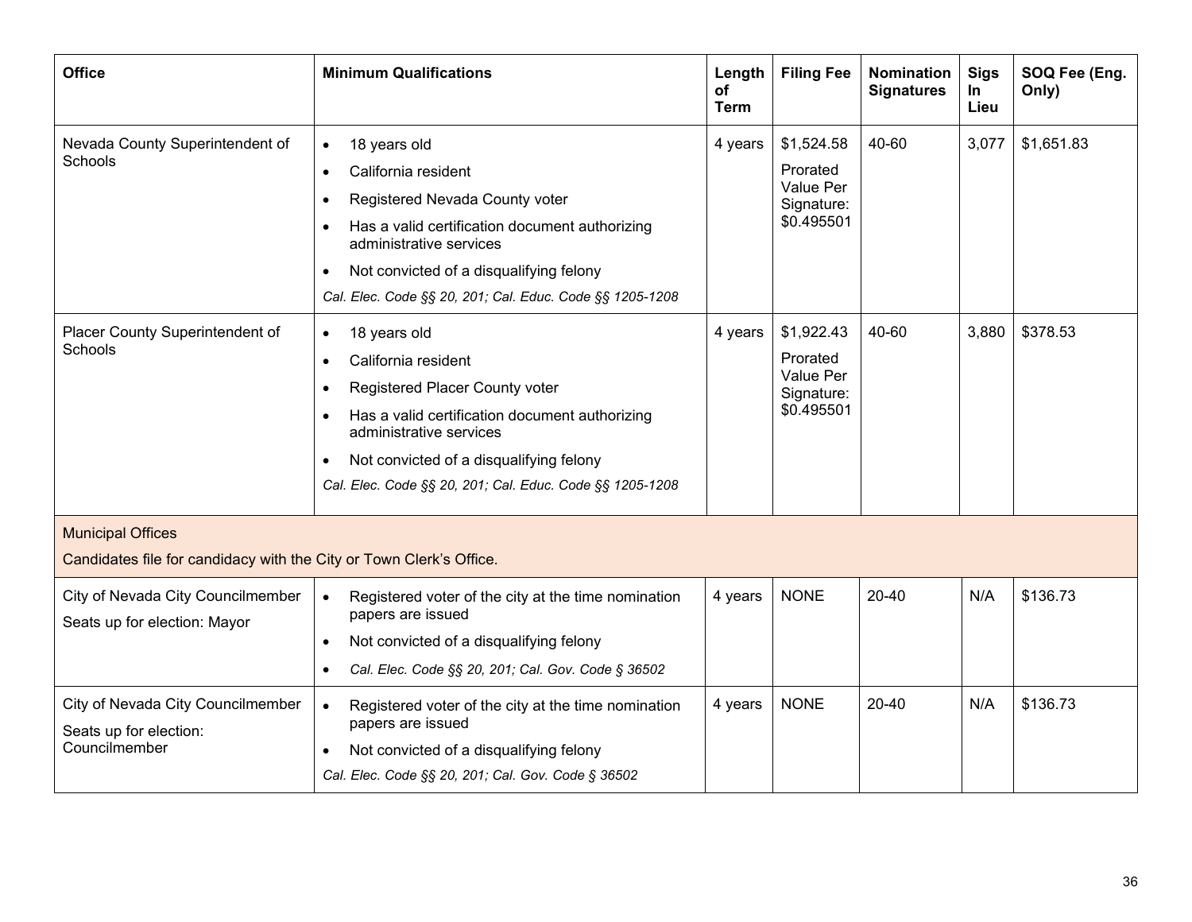| Office | Minimum Qualifications | Length of Term | Filing Fee | Nomination Signatures | Sigs In Lieu | SOQ Fee (Eng. Only) |
|---|---|---|---|---|---|---|
| Nevada County Superintendent of Schools | • 18 years old<br>• California resident<br>• Registered Nevada County voter<br>• Has a valid certification document authorizing administrative services<br>• Not convicted of a disqualifying felony<br>*Cal. Elec. Code §§ 20, 201; Cal. Educ. Code §§ 1205-1208* | 4 years | $1,524.58<br>Prorated Value Per Signature: $0.495501 | 40-60 | 3,077 | $1,651.83 |
| Placer County Superintendent of Schools | • 18 years old<br>• California resident<br>• Registered Placer County voter<br>• Has a valid certification document authorizing administrative services<br>• Not convicted of a disqualifying felony<br>*Cal. Elec. Code §§ 20, 201; Cal. Educ. Code §§ 1205-1208* | 4 years | $1,922.43<br>Prorated Value Per Signature: $0.495501 | 40-60 | 3,880 | $378.53 |
| Municipal Offices<br>Candidates file for candidacy with the City or Town Clerk's Office. | | | | | | |
| City of Nevada City Councilmember<br>Seats up for election: Mayor | • Registered voter of the city at the time nomination papers are issued<br>• Not convicted of a disqualifying felony<br>• *Cal. Elec. Code §§ 20, 201; Cal. Gov. Code § 36502* | 4 years | NONE | 20-40 | N/A | $136.73 |
| City of Nevada City Councilmember<br>Seats up for election: Councilmember | • Registered voter of the city at the time nomination papers are issued<br>• Not convicted of a disqualifying felony<br>*Cal. Elec. Code §§ 20, 201; Cal. Gov. Code § 36502* | 4 years | NONE | 20-40 | N/A | $136.73 |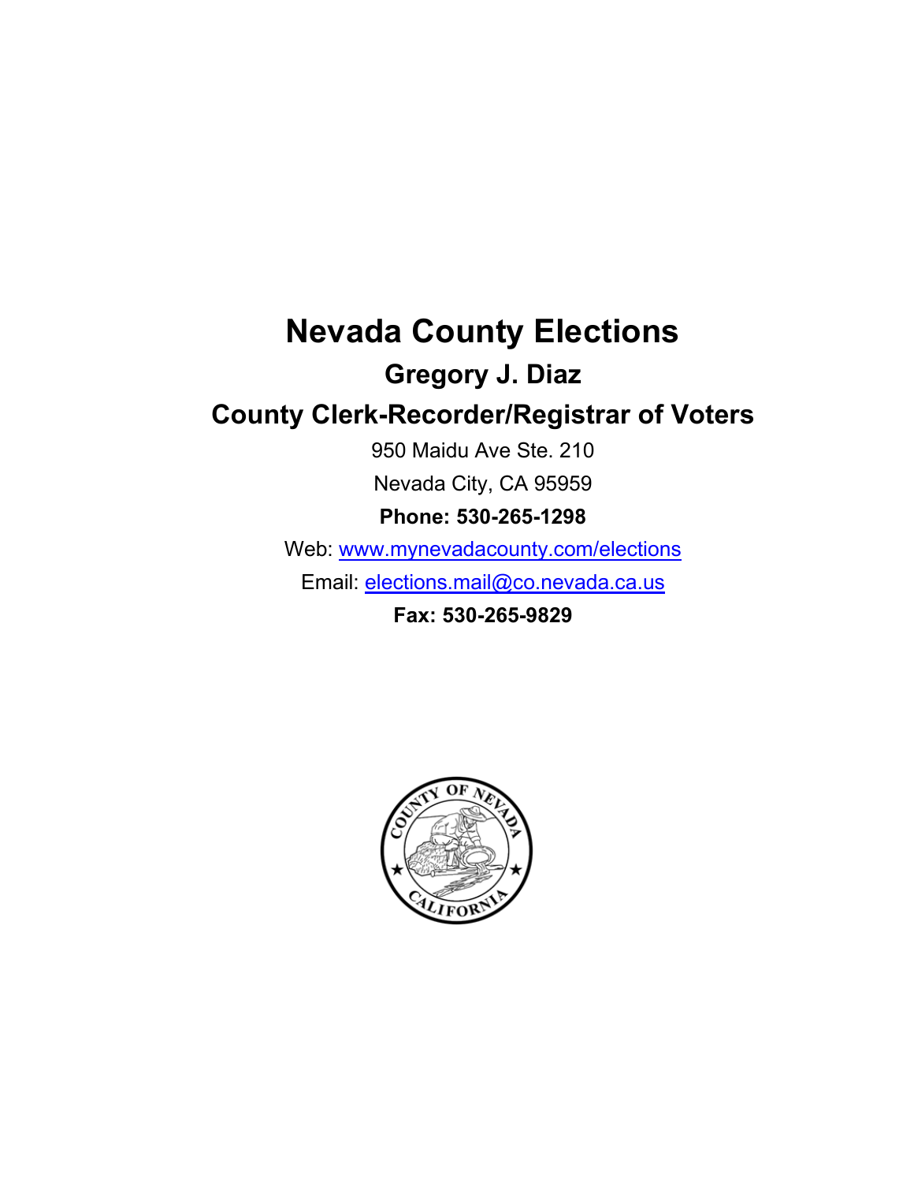# Nevada County Elections

## Gregory J. Diaz

## County Clerk-Recorder/Registrar of Voters

950 Maidu Ave Ste. 210

Nevada City, CA 95959

**Phone: 530-265-1298**

Web: www.mynevadacounty.com/elections

Email: elections.mail@co.nevada.ca.us

**Fax: 530-265-9829**